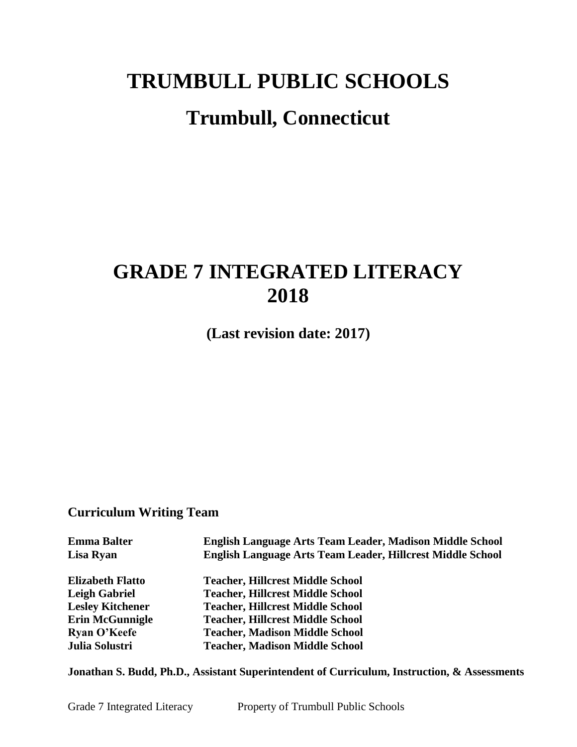# TRUMBULL PUBLIC SCHOOLS

## Trumbull, Connecticut

# GRADE 7 INTEGRATED LITERACY 2018

**(Last revision date: 2017)**

### Curriculum Writing Team

| | |
|---|---|
| **Emma Balter** | **English Language Arts Team Leader, Madison Middle School** |
| **Lisa Ryan** | **English Language Arts Team Leader, Hillcrest Middle School** |
| | |
| **Elizabeth Flatto** | **Teacher, Hillcrest Middle School** |
| **Leigh Gabriel** | **Teacher, Hillcrest Middle School** |
| **Lesley Kitchener** | **Teacher, Hillcrest Middle School** |
| **Erin McGunnigle** | **Teacher, Hillcrest Middle School** |
| **Ryan O'Keefe** | **Teacher, Madison Middle School** |
| **Julia Solustri** | **Teacher, Madison Middle School** |

**Jonathan S. Budd, Ph.D., Assistant Superintendent of Curriculum, Instruction, & Assessments**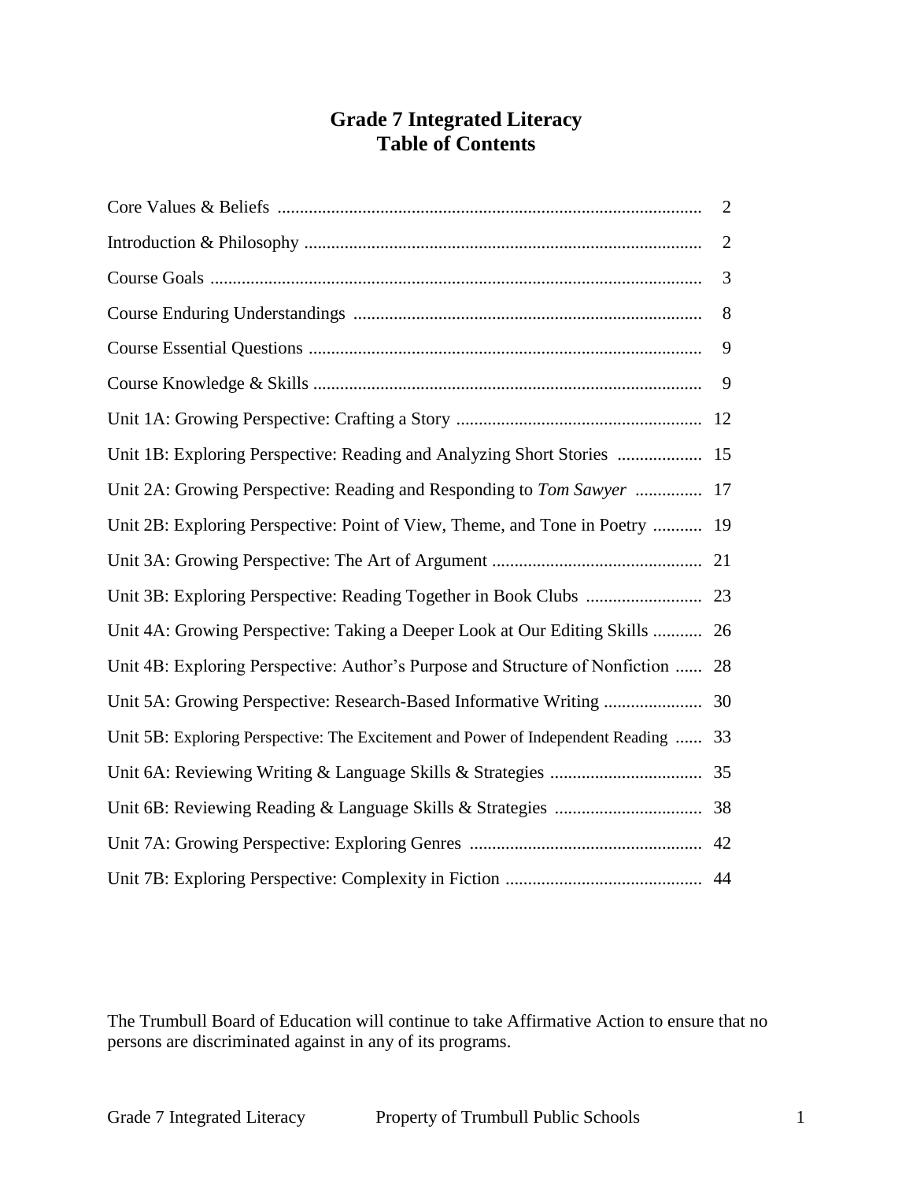# Grade 7 Integrated Literacy
# Table of Contents

| | |
|---|---|
| Core Values & Beliefs | 2 |
| Introduction & Philosophy | 2 |
| Course Goals | 3 |
| Course Enduring Understandings | 8 |
| Course Essential Questions | 9 |
| Course Knowledge & Skills | 9 |
| Unit 1A: Growing Perspective: Crafting a Story | 12 |
| Unit 1B: Exploring Perspective: Reading and Analyzing Short Stories | 15 |
| Unit 2A: Growing Perspective: Reading and Responding to *Tom Sawyer* | 17 |
| Unit 2B: Exploring Perspective: Point of View, Theme, and Tone in Poetry | 19 |
| Unit 3A: Growing Perspective: The Art of Argument | 21 |
| Unit 3B: Exploring Perspective: Reading Together in Book Clubs | 23 |
| Unit 4A: Growing Perspective: Taking a Deeper Look at Our Editing Skills | 26 |
| Unit 4B: Exploring Perspective: Author's Purpose and Structure of Nonfiction | 28 |
| Unit 5A: Growing Perspective: Research-Based Informative Writing | 30 |
| Unit 5B: Exploring Perspective: The Excitement and Power of Independent Reading | 33 |
| Unit 6A: Reviewing Writing & Language Skills & Strategies | 35 |
| Unit 6B: Reviewing Reading & Language Skills & Strategies | 38 |
| Unit 7A: Growing Perspective: Exploring Genres | 42 |
| Unit 7B: Exploring Perspective: Complexity in Fiction | 44 |

The Trumbull Board of Education will continue to take Affirmative Action to ensure that no persons are discriminated against in any of its programs.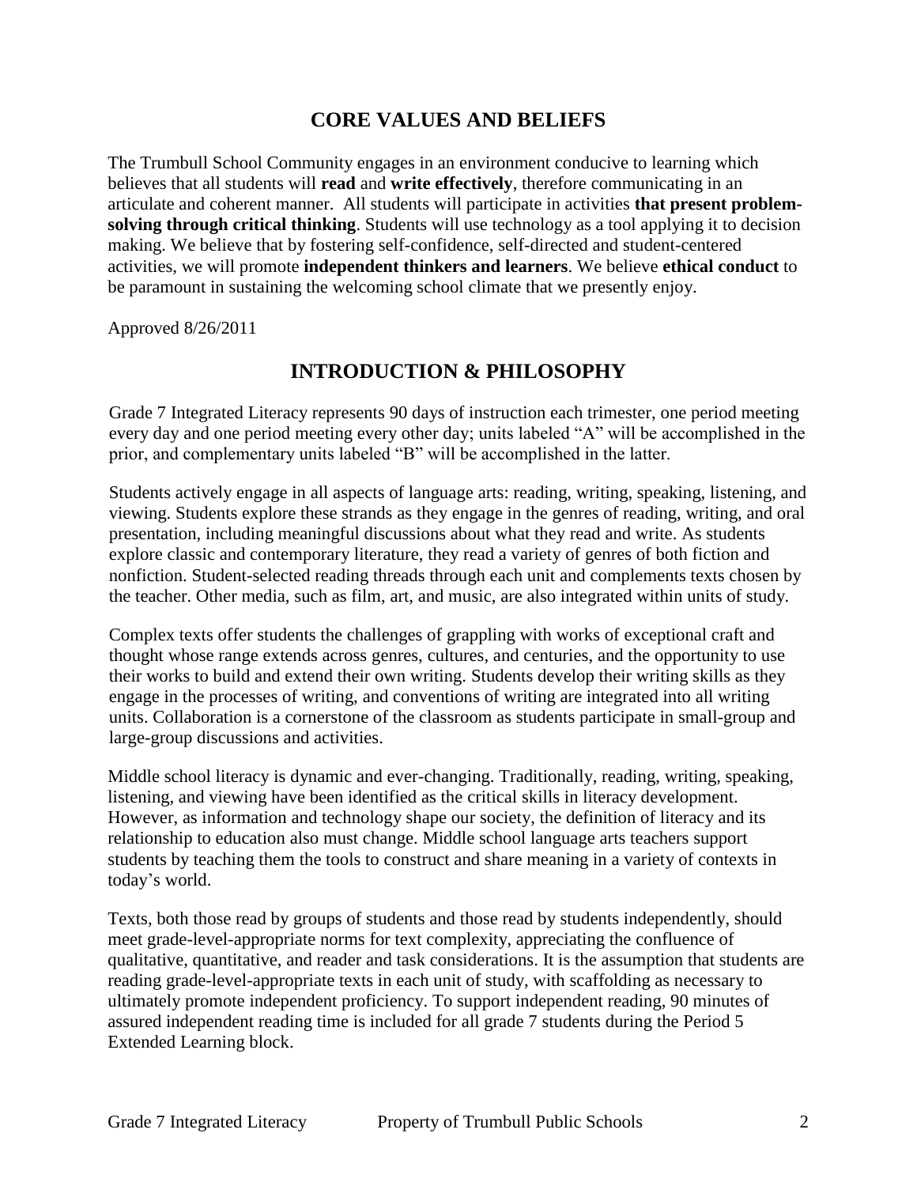## CORE VALUES AND BELIEFS

The Trumbull School Community engages in an environment conducive to learning which believes that all students will **read** and **write effectively**, therefore communicating in an articulate and coherent manner. All students will participate in activities **that present problem-solving through critical thinking**. Students will use technology as a tool applying it to decision making. We believe that by fostering self-confidence, self-directed and student-centered activities, we will promote **independent thinkers and learners**. We believe **ethical conduct** to be paramount in sustaining the welcoming school climate that we presently enjoy.

Approved 8/26/2011

## INTRODUCTION & PHILOSOPHY

Grade 7 Integrated Literacy represents 90 days of instruction each trimester, one period meeting every day and one period meeting every other day; units labeled "A" will be accomplished in the prior, and complementary units labeled "B" will be accomplished in the latter.

Students actively engage in all aspects of language arts: reading, writing, speaking, listening, and viewing. Students explore these strands as they engage in the genres of reading, writing, and oral presentation, including meaningful discussions about what they read and write. As students explore classic and contemporary literature, they read a variety of genres of both fiction and nonfiction. Student-selected reading threads through each unit and complements texts chosen by the teacher. Other media, such as film, art, and music, are also integrated within units of study.

Complex texts offer students the challenges of grappling with works of exceptional craft and thought whose range extends across genres, cultures, and centuries, and the opportunity to use their works to build and extend their own writing. Students develop their writing skills as they engage in the processes of writing, and conventions of writing are integrated into all writing units. Collaboration is a cornerstone of the classroom as students participate in small-group and large-group discussions and activities.

Middle school literacy is dynamic and ever-changing. Traditionally, reading, writing, speaking, listening, and viewing have been identified as the critical skills in literacy development. However, as information and technology shape our society, the definition of literacy and its relationship to education also must change. Middle school language arts teachers support students by teaching them the tools to construct and share meaning in a variety of contexts in today's world.

Texts, both those read by groups of students and those read by students independently, should meet grade-level-appropriate norms for text complexity, appreciating the confluence of qualitative, quantitative, and reader and task considerations. It is the assumption that students are reading grade-level-appropriate texts in each unit of study, with scaffolding as necessary to ultimately promote independent proficiency. To support independent reading, 90 minutes of assured independent reading time is included for all grade 7 students during the Period 5 Extended Learning block.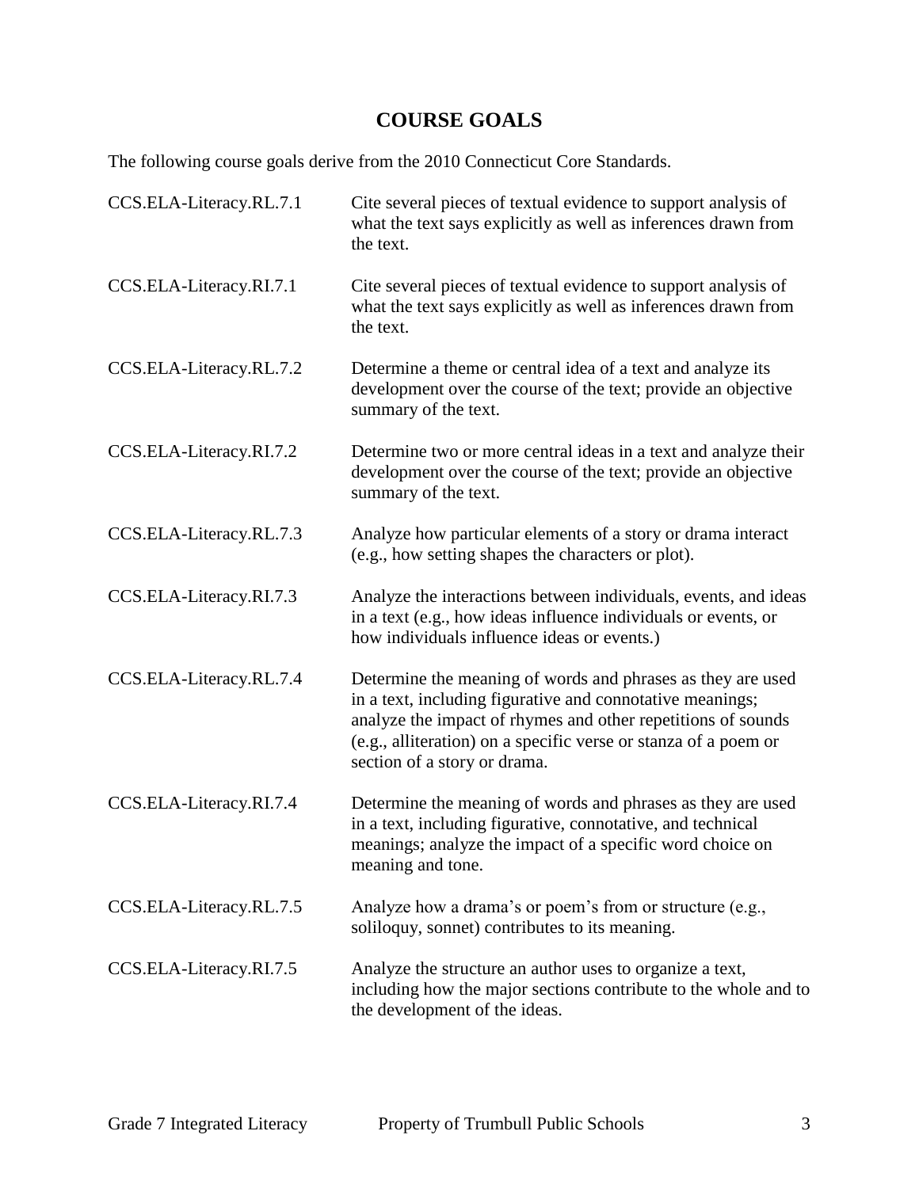# COURSE GOALS

The following course goals derive from the 2010 Connecticut Core Standards.

| | |
|---|---|
| CCS.ELA-Literacy.RL.7.1 | Cite several pieces of textual evidence to support analysis of what the text says explicitly as well as inferences drawn from the text. |
| CCS.ELA-Literacy.RI.7.1 | Cite several pieces of textual evidence to support analysis of what the text says explicitly as well as inferences drawn from the text. |
| CCS.ELA-Literacy.RL.7.2 | Determine a theme or central idea of a text and analyze its development over the course of the text; provide an objective summary of the text. |
| CCS.ELA-Literacy.RI.7.2 | Determine two or more central ideas in a text and analyze their development over the course of the text; provide an objective summary of the text. |
| CCS.ELA-Literacy.RL.7.3 | Analyze how particular elements of a story or drama interact (e.g., how setting shapes the characters or plot). |
| CCS.ELA-Literacy.RI.7.3 | Analyze the interactions between individuals, events, and ideas in a text (e.g., how ideas influence individuals or events, or how individuals influence ideas or events.) |
| CCS.ELA-Literacy.RL.7.4 | Determine the meaning of words and phrases as they are used in a text, including figurative and connotative meanings; analyze the impact of rhymes and other repetitions of sounds (e.g., alliteration) on a specific verse or stanza of a poem or section of a story or drama. |
| CCS.ELA-Literacy.RI.7.4 | Determine the meaning of words and phrases as they are used in a text, including figurative, connotative, and technical meanings; analyze the impact of a specific word choice on meaning and tone. |
| CCS.ELA-Literacy.RL.7.5 | Analyze how a drama's or poem's from or structure (e.g., soliloquy, sonnet) contributes to its meaning. |
| CCS.ELA-Literacy.RI.7.5 | Analyze the structure an author uses to organize a text, including how the major sections contribute to the whole and to the development of the ideas. |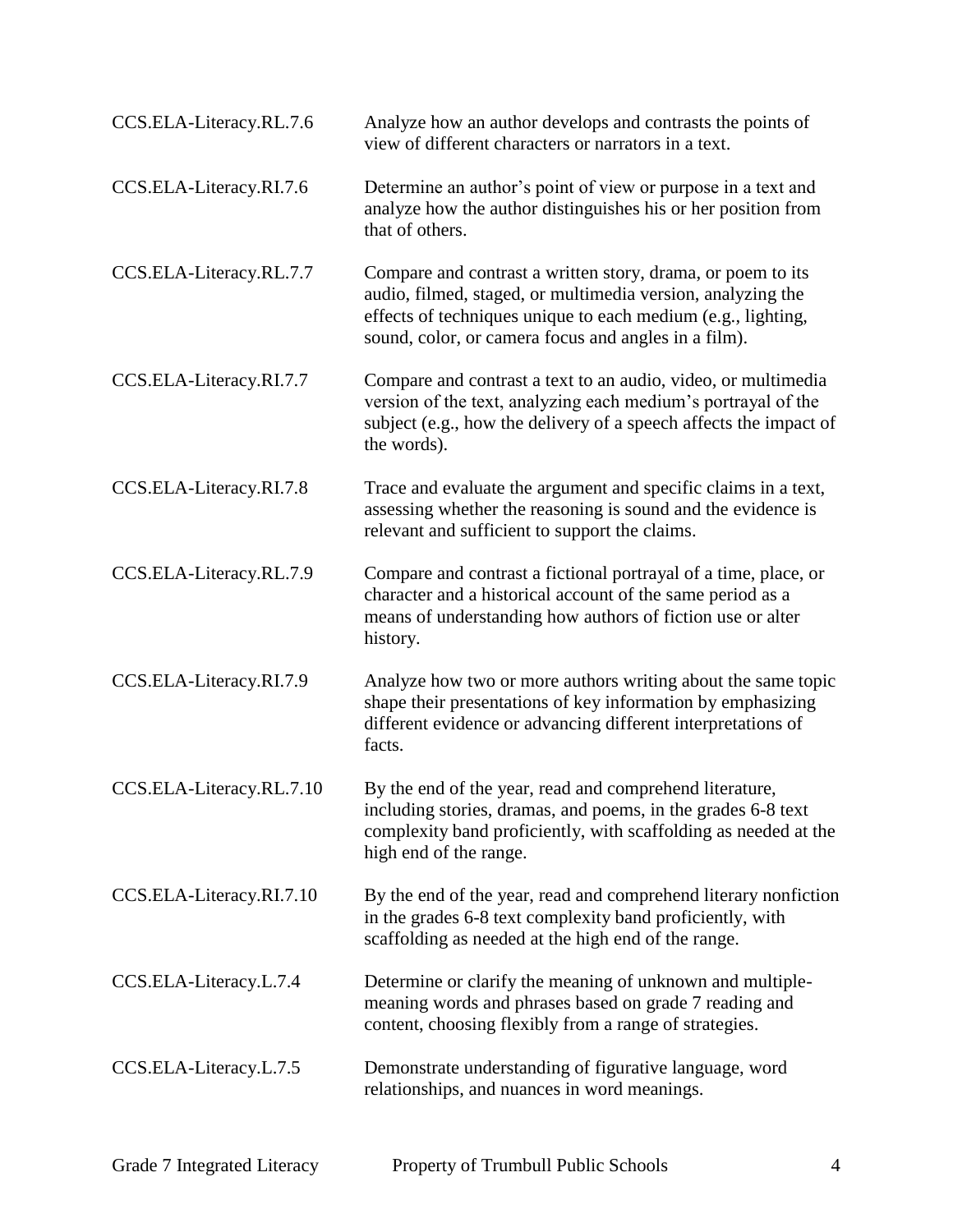| | |
|---|---|
| CCS.ELA-Literacy.RL.7.6 | Analyze how an author develops and contrasts the points of view of different characters or narrators in a text. |
| CCS.ELA-Literacy.RI.7.6 | Determine an author's point of view or purpose in a text and analyze how the author distinguishes his or her position from that of others. |
| CCS.ELA-Literacy.RL.7.7 | Compare and contrast a written story, drama, or poem to its audio, filmed, staged, or multimedia version, analyzing the effects of techniques unique to each medium (e.g., lighting, sound, color, or camera focus and angles in a film). |
| CCS.ELA-Literacy.RI.7.7 | Compare and contrast a text to an audio, video, or multimedia version of the text, analyzing each medium's portrayal of the subject (e.g., how the delivery of a speech affects the impact of the words). |
| CCS.ELA-Literacy.RI.7.8 | Trace and evaluate the argument and specific claims in a text, assessing whether the reasoning is sound and the evidence is relevant and sufficient to support the claims. |
| CCS.ELA-Literacy.RL.7.9 | Compare and contrast a fictional portrayal of a time, place, or character and a historical account of the same period as a means of understanding how authors of fiction use or alter history. |
| CCS.ELA-Literacy.RI.7.9 | Analyze how two or more authors writing about the same topic shape their presentations of key information by emphasizing different evidence or advancing different interpretations of facts. |
| CCS.ELA-Literacy.RL.7.10 | By the end of the year, read and comprehend literature, including stories, dramas, and poems, in the grades 6-8 text complexity band proficiently, with scaffolding as needed at the high end of the range. |
| CCS.ELA-Literacy.RI.7.10 | By the end of the year, read and comprehend literary nonfiction in the grades 6-8 text complexity band proficiently, with scaffolding as needed at the high end of the range. |
| CCS.ELA-Literacy.L.7.4 | Determine or clarify the meaning of unknown and multiple-meaning words and phrases based on grade 7 reading and content, choosing flexibly from a range of strategies. |
| CCS.ELA-Literacy.L.7.5 | Demonstrate understanding of figurative language, word relationships, and nuances in word meanings. |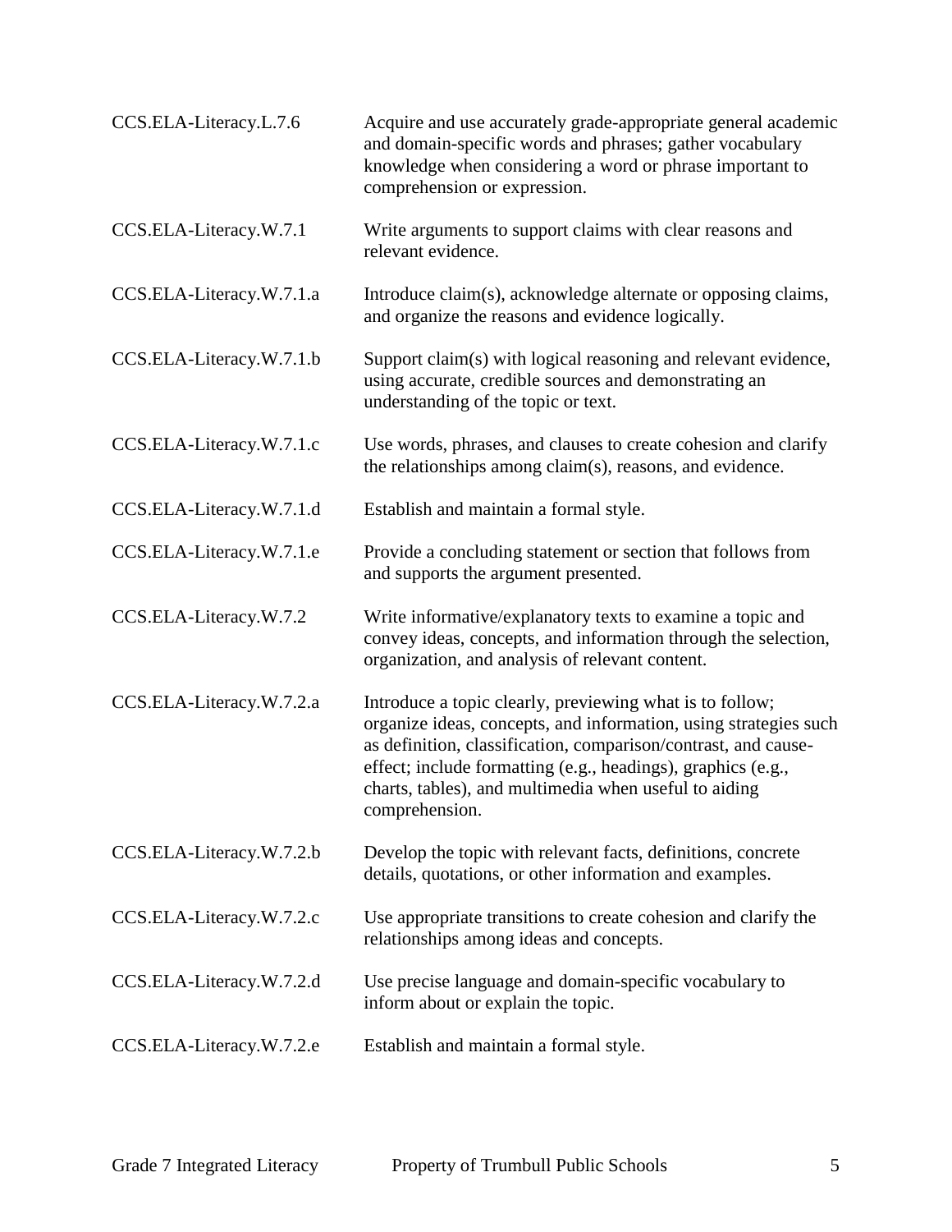| | |
|---|---|
| CCS.ELA-Literacy.L.7.6 | Acquire and use accurately grade-appropriate general academic and domain-specific words and phrases; gather vocabulary knowledge when considering a word or phrase important to comprehension or expression. |
| CCS.ELA-Literacy.W.7.1 | Write arguments to support claims with clear reasons and relevant evidence. |
| CCS.ELA-Literacy.W.7.1.a | Introduce claim(s), acknowledge alternate or opposing claims, and organize the reasons and evidence logically. |
| CCS.ELA-Literacy.W.7.1.b | Support claim(s) with logical reasoning and relevant evidence, using accurate, credible sources and demonstrating an understanding of the topic or text. |
| CCS.ELA-Literacy.W.7.1.c | Use words, phrases, and clauses to create cohesion and clarify the relationships among claim(s), reasons, and evidence. |
| CCS.ELA-Literacy.W.7.1.d | Establish and maintain a formal style. |
| CCS.ELA-Literacy.W.7.1.e | Provide a concluding statement or section that follows from and supports the argument presented. |
| CCS.ELA-Literacy.W.7.2 | Write informative/explanatory texts to examine a topic and convey ideas, concepts, and information through the selection, organization, and analysis of relevant content. |
| CCS.ELA-Literacy.W.7.2.a | Introduce a topic clearly, previewing what is to follow; organize ideas, concepts, and information, using strategies such as definition, classification, comparison/contrast, and cause-effect; include formatting (e.g., headings), graphics (e.g., charts, tables), and multimedia when useful to aiding comprehension. |
| CCS.ELA-Literacy.W.7.2.b | Develop the topic with relevant facts, definitions, concrete details, quotations, or other information and examples. |
| CCS.ELA-Literacy.W.7.2.c | Use appropriate transitions to create cohesion and clarify the relationships among ideas and concepts. |
| CCS.ELA-Literacy.W.7.2.d | Use precise language and domain-specific vocabulary to inform about or explain the topic. |
| CCS.ELA-Literacy.W.7.2.e | Establish and maintain a formal style. |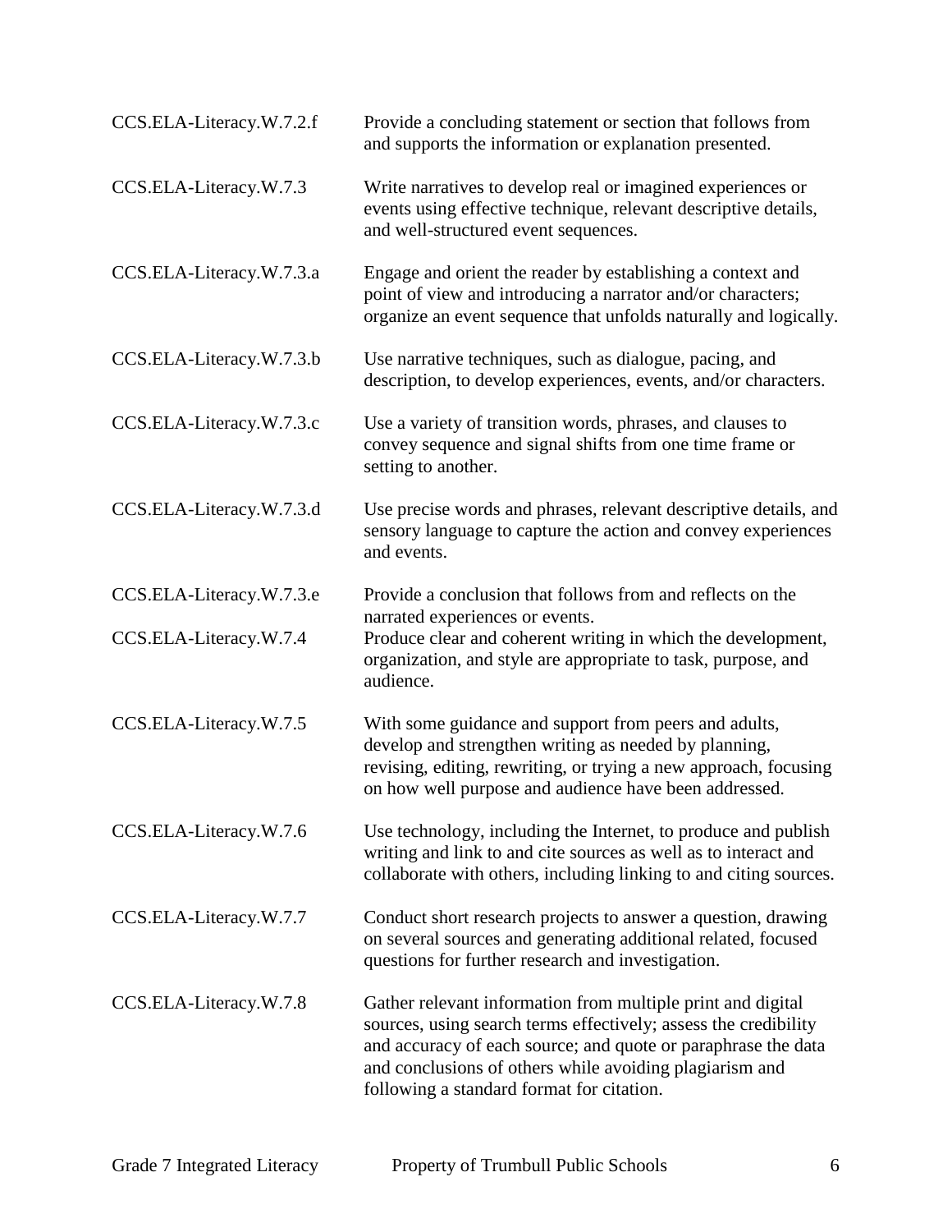| | |
|---|---|
| CCS.ELA-Literacy.W.7.2.f | Provide a concluding statement or section that follows from and supports the information or explanation presented. |
| CCS.ELA-Literacy.W.7.3 | Write narratives to develop real or imagined experiences or events using effective technique, relevant descriptive details, and well-structured event sequences. |
| CCS.ELA-Literacy.W.7.3.a | Engage and orient the reader by establishing a context and point of view and introducing a narrator and/or characters; organize an event sequence that unfolds naturally and logically. |
| CCS.ELA-Literacy.W.7.3.b | Use narrative techniques, such as dialogue, pacing, and description, to develop experiences, events, and/or characters. |
| CCS.ELA-Literacy.W.7.3.c | Use a variety of transition words, phrases, and clauses to convey sequence and signal shifts from one time frame or setting to another. |
| CCS.ELA-Literacy.W.7.3.d | Use precise words and phrases, relevant descriptive details, and sensory language to capture the action and convey experiences and events. |
| CCS.ELA-Literacy.W.7.3.e | Provide a conclusion that follows from and reflects on the narrated experiences or events. |
| CCS.ELA-Literacy.W.7.4 | Produce clear and coherent writing in which the development, organization, and style are appropriate to task, purpose, and audience. |
| CCS.ELA-Literacy.W.7.5 | With some guidance and support from peers and adults, develop and strengthen writing as needed by planning, revising, editing, rewriting, or trying a new approach, focusing on how well purpose and audience have been addressed. |
| CCS.ELA-Literacy.W.7.6 | Use technology, including the Internet, to produce and publish writing and link to and cite sources as well as to interact and collaborate with others, including linking to and citing sources. |
| CCS.ELA-Literacy.W.7.7 | Conduct short research projects to answer a question, drawing on several sources and generating additional related, focused questions for further research and investigation. |
| CCS.ELA-Literacy.W.7.8 | Gather relevant information from multiple print and digital sources, using search terms effectively; assess the credibility and accuracy of each source; and quote or paraphrase the data and conclusions of others while avoiding plagiarism and following a standard format for citation. |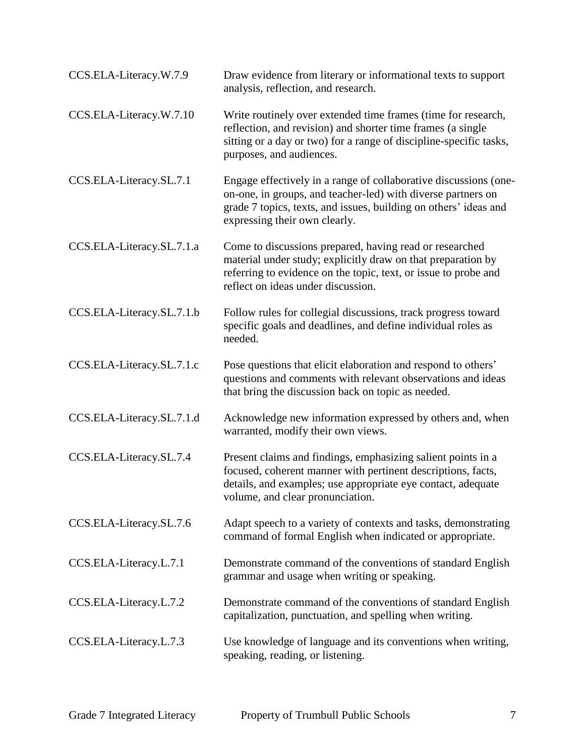| | |
|---|---|
| CCS.ELA-Literacy.W.7.9 | Draw evidence from literary or informational texts to support analysis, reflection, and research. |
| CCS.ELA-Literacy.W.7.10 | Write routinely over extended time frames (time for research, reflection, and revision) and shorter time frames (a single sitting or a day or two) for a range of discipline-specific tasks, purposes, and audiences. |
| CCS.ELA-Literacy.SL.7.1 | Engage effectively in a range of collaborative discussions (one-on-one, in groups, and teacher-led) with diverse partners on grade 7 topics, texts, and issues, building on others' ideas and expressing their own clearly. |
| CCS.ELA-Literacy.SL.7.1.a | Come to discussions prepared, having read or researched material under study; explicitly draw on that preparation by referring to evidence on the topic, text, or issue to probe and reflect on ideas under discussion. |
| CCS.ELA-Literacy.SL.7.1.b | Follow rules for collegial discussions, track progress toward specific goals and deadlines, and define individual roles as needed. |
| CCS.ELA-Literacy.SL.7.1.c | Pose questions that elicit elaboration and respond to others' questions and comments with relevant observations and ideas that bring the discussion back on topic as needed. |
| CCS.ELA-Literacy.SL.7.1.d | Acknowledge new information expressed by others and, when warranted, modify their own views. |
| CCS.ELA-Literacy.SL.7.4 | Present claims and findings, emphasizing salient points in a focused, coherent manner with pertinent descriptions, facts, details, and examples; use appropriate eye contact, adequate volume, and clear pronunciation. |
| CCS.ELA-Literacy.SL.7.6 | Adapt speech to a variety of contexts and tasks, demonstrating command of formal English when indicated or appropriate. |
| CCS.ELA-Literacy.L.7.1 | Demonstrate command of the conventions of standard English grammar and usage when writing or speaking. |
| CCS.ELA-Literacy.L.7.2 | Demonstrate command of the conventions of standard English capitalization, punctuation, and spelling when writing. |
| CCS.ELA-Literacy.L.7.3 | Use knowledge of language and its conventions when writing, speaking, reading, or listening. |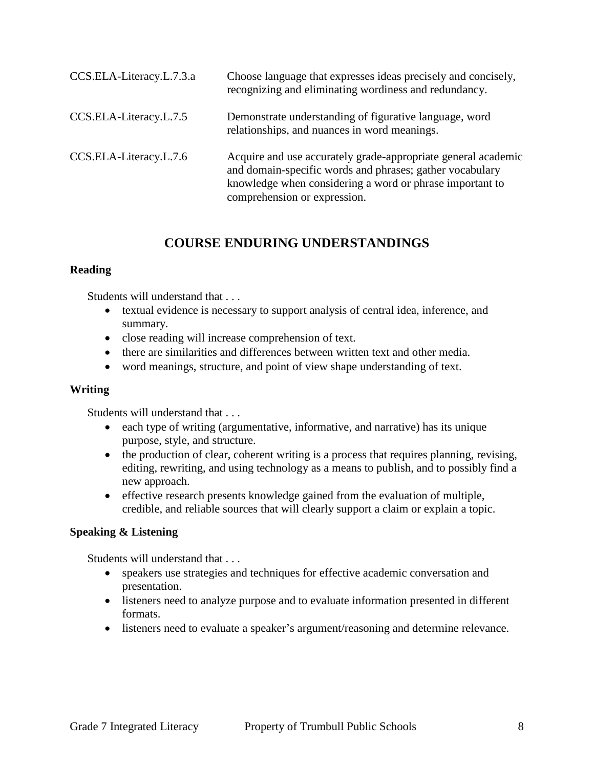| | |
|---|---|
| CCS.ELA-Literacy.L.7.3.a | Choose language that expresses ideas precisely and concisely, recognizing and eliminating wordiness and redundancy. |
| CCS.ELA-Literacy.L.7.5 | Demonstrate understanding of figurative language, word relationships, and nuances in word meanings. |
| CCS.ELA-Literacy.L.7.6 | Acquire and use accurately grade-appropriate general academic and domain-specific words and phrases; gather vocabulary knowledge when considering a word or phrase important to comprehension or expression. |

## COURSE ENDURING UNDERSTANDINGS

**Reading**

Students will understand that . . .

- textual evidence is necessary to support analysis of central idea, inference, and summary.
- close reading will increase comprehension of text.
- there are similarities and differences between written text and other media.
- word meanings, structure, and point of view shape understanding of text.

**Writing**

Students will understand that . . .

- each type of writing (argumentative, informative, and narrative) has its unique purpose, style, and structure.
- the production of clear, coherent writing is a process that requires planning, revising, editing, rewriting, and using technology as a means to publish, and to possibly find a new approach.
- effective research presents knowledge gained from the evaluation of multiple, credible, and reliable sources that will clearly support a claim or explain a topic.

**Speaking & Listening**

Students will understand that . . .

- speakers use strategies and techniques for effective academic conversation and presentation.
- listeners need to analyze purpose and to evaluate information presented in different formats.
- listeners need to evaluate a speaker's argument/reasoning and determine relevance.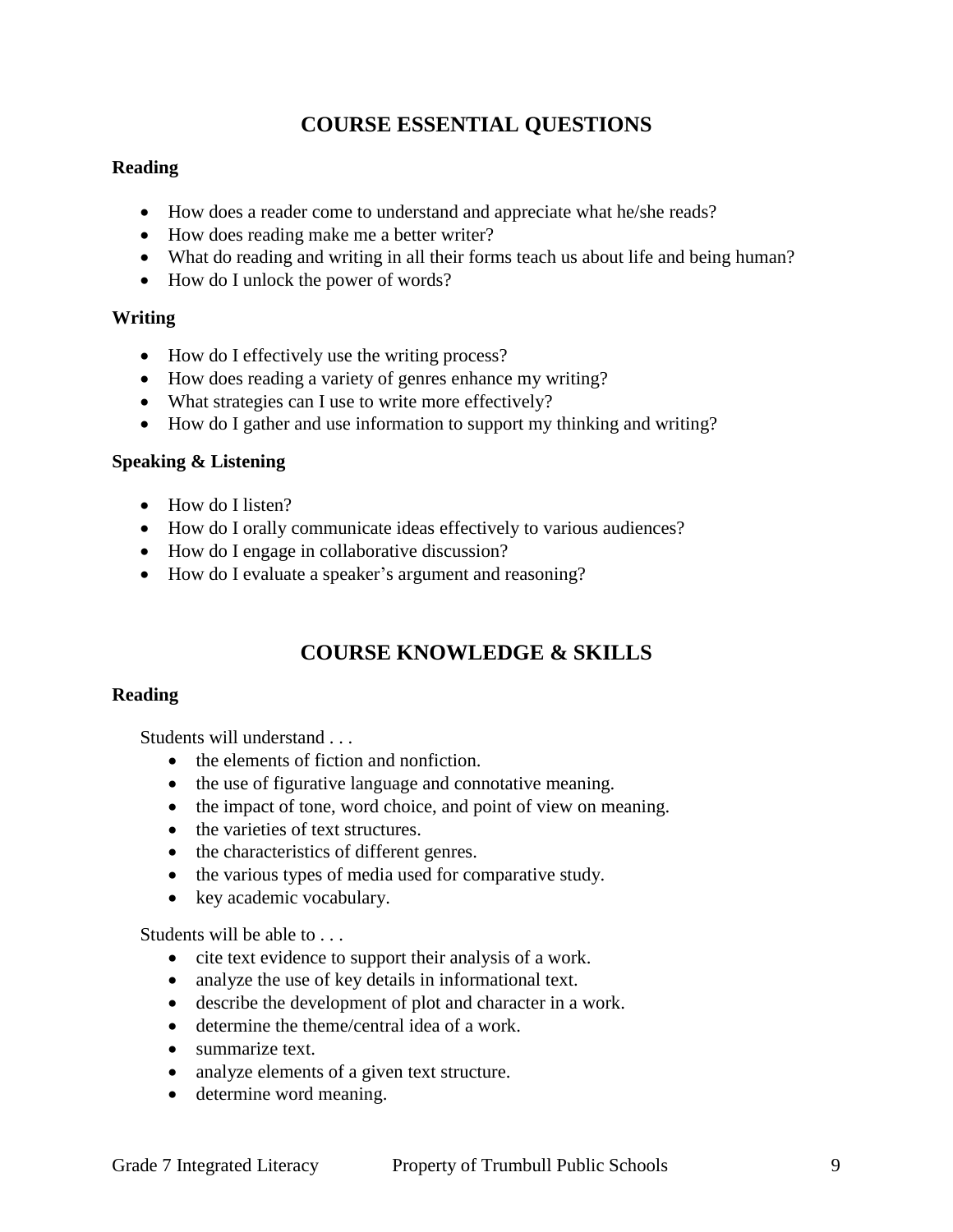## COURSE ESSENTIAL QUESTIONS

**Reading**

- How does a reader come to understand and appreciate what he/she reads?
- How does reading make me a better writer?
- What do reading and writing in all their forms teach us about life and being human?
- How do I unlock the power of words?

**Writing**

- How do I effectively use the writing process?
- How does reading a variety of genres enhance my writing?
- What strategies can I use to write more effectively?
- How do I gather and use information to support my thinking and writing?

**Speaking & Listening**

- How do I listen?
- How do I orally communicate ideas effectively to various audiences?
- How do I engage in collaborative discussion?
- How do I evaluate a speaker's argument and reasoning?

## COURSE KNOWLEDGE & SKILLS

**Reading**

Students will understand . . .

- the elements of fiction and nonfiction.
- the use of figurative language and connotative meaning.
- the impact of tone, word choice, and point of view on meaning.
- the varieties of text structures.
- the characteristics of different genres.
- the various types of media used for comparative study.
- key academic vocabulary.

Students will be able to . . .

- cite text evidence to support their analysis of a work.
- analyze the use of key details in informational text.
- describe the development of plot and character in a work.
- determine the theme/central idea of a work.
- summarize text.
- analyze elements of a given text structure.
- determine word meaning.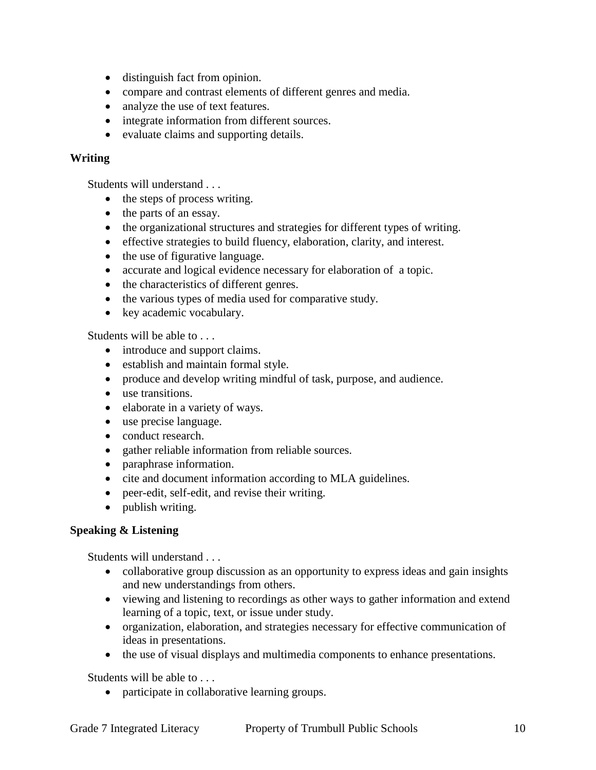- distinguish fact from opinion.
- compare and contrast elements of different genres and media.
- analyze the use of text features.
- integrate information from different sources.
- evaluate claims and supporting details.

**Writing**

Students will understand . . .

- the steps of process writing.
- the parts of an essay.
- the organizational structures and strategies for different types of writing.
- effective strategies to build fluency, elaboration, clarity, and interest.
- the use of figurative language.
- accurate and logical evidence necessary for elaboration of a topic.
- the characteristics of different genres.
- the various types of media used for comparative study.
- key academic vocabulary.

Students will be able to . . .

- introduce and support claims.
- establish and maintain formal style.
- produce and develop writing mindful of task, purpose, and audience.
- use transitions.
- elaborate in a variety of ways.
- use precise language.
- conduct research.
- gather reliable information from reliable sources.
- paraphrase information.
- cite and document information according to MLA guidelines.
- peer-edit, self-edit, and revise their writing.
- publish writing.

**Speaking & Listening**

Students will understand . . .

- collaborative group discussion as an opportunity to express ideas and gain insights and new understandings from others.
- viewing and listening to recordings as other ways to gather information and extend learning of a topic, text, or issue under study.
- organization, elaboration, and strategies necessary for effective communication of ideas in presentations.
- the use of visual displays and multimedia components to enhance presentations.

Students will be able to . . .

- participate in collaborative learning groups.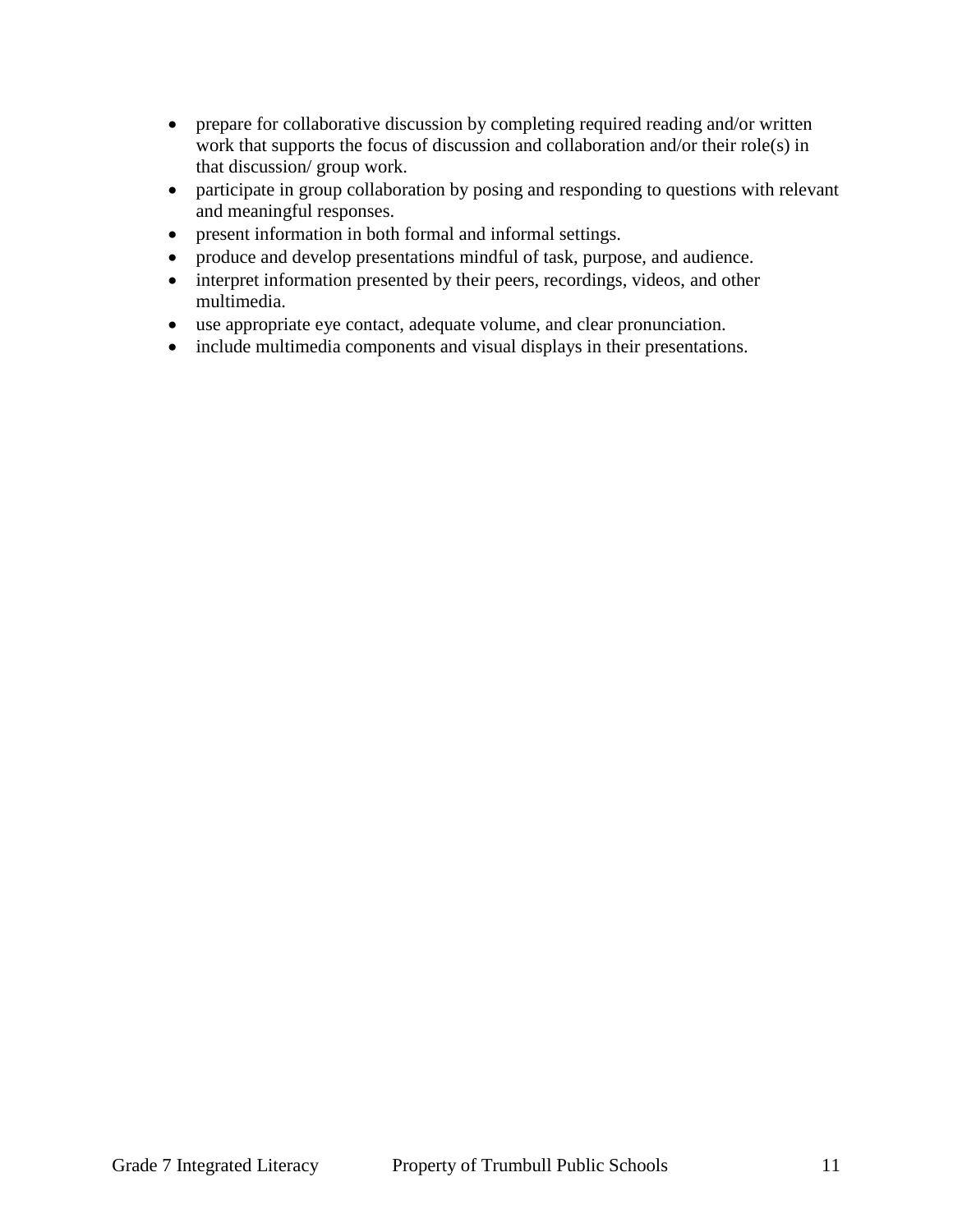- prepare for collaborative discussion by completing required reading and/or written work that supports the focus of discussion and collaboration and/or their role(s) in that discussion/ group work.
- participate in group collaboration by posing and responding to questions with relevant and meaningful responses.
- present information in both formal and informal settings.
- produce and develop presentations mindful of task, purpose, and audience.
- interpret information presented by their peers, recordings, videos, and other multimedia.
- use appropriate eye contact, adequate volume, and clear pronunciation.
- include multimedia components and visual displays in their presentations.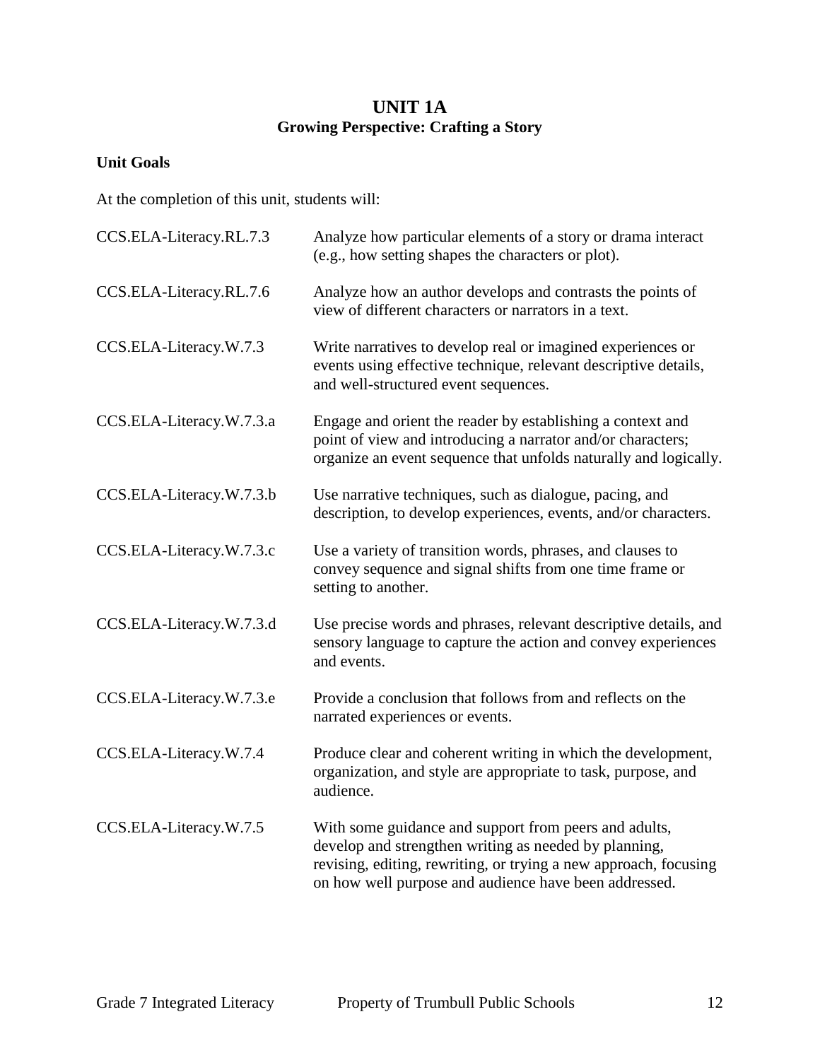# UNIT 1A
## Growing Perspective: Crafting a Story

### Unit Goals

At the completion of this unit, students will:

| | |
|---|---|
| CCS.ELA-Literacy.RL.7.3 | Analyze how particular elements of a story or drama interact (e.g., how setting shapes the characters or plot). |
| CCS.ELA-Literacy.RL.7.6 | Analyze how an author develops and contrasts the points of view of different characters or narrators in a text. |
| CCS.ELA-Literacy.W.7.3 | Write narratives to develop real or imagined experiences or events using effective technique, relevant descriptive details, and well-structured event sequences. |
| CCS.ELA-Literacy.W.7.3.a | Engage and orient the reader by establishing a context and point of view and introducing a narrator and/or characters; organize an event sequence that unfolds naturally and logically. |
| CCS.ELA-Literacy.W.7.3.b | Use narrative techniques, such as dialogue, pacing, and description, to develop experiences, events, and/or characters. |
| CCS.ELA-Literacy.W.7.3.c | Use a variety of transition words, phrases, and clauses to convey sequence and signal shifts from one time frame or setting to another. |
| CCS.ELA-Literacy.W.7.3.d | Use precise words and phrases, relevant descriptive details, and sensory language to capture the action and convey experiences and events. |
| CCS.ELA-Literacy.W.7.3.e | Provide a conclusion that follows from and reflects on the narrated experiences or events. |
| CCS.ELA-Literacy.W.7.4 | Produce clear and coherent writing in which the development, organization, and style are appropriate to task, purpose, and audience. |
| CCS.ELA-Literacy.W.7.5 | With some guidance and support from peers and adults, develop and strengthen writing as needed by planning, revising, editing, rewriting, or trying a new approach, focusing on how well purpose and audience have been addressed. |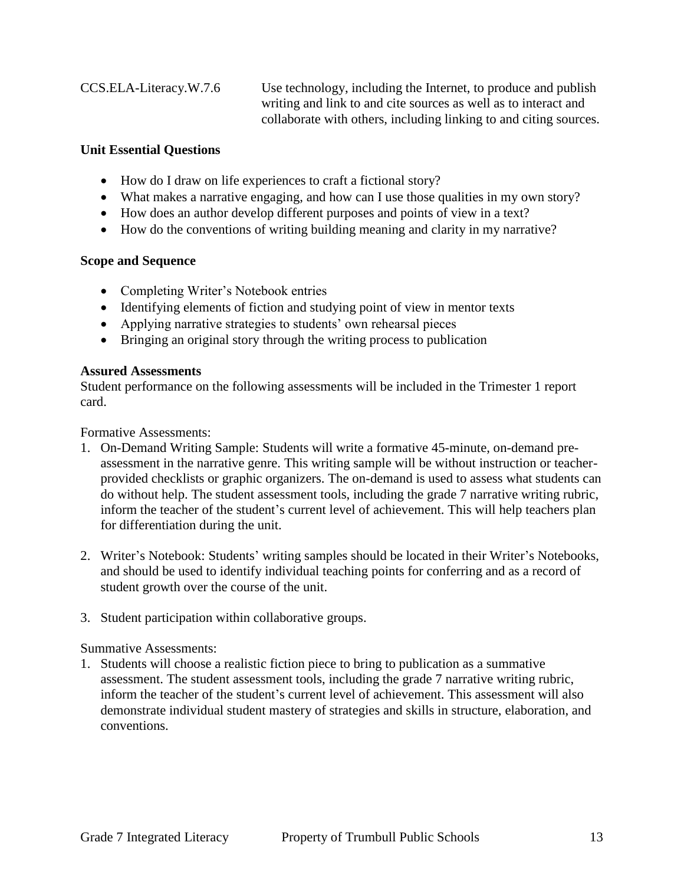| | |
|---|---|
| CCS.ELA-Literacy.W.7.6 | Use technology, including the Internet, to produce and publish writing and link to and cite sources as well as to interact and collaborate with others, including linking to and citing sources. |

**Unit Essential Questions**

- How do I draw on life experiences to craft a fictional story?
- What makes a narrative engaging, and how can I use those qualities in my own story?
- How does an author develop different purposes and points of view in a text?
- How do the conventions of writing building meaning and clarity in my narrative?

**Scope and Sequence**

- Completing Writer's Notebook entries
- Identifying elements of fiction and studying point of view in mentor texts
- Applying narrative strategies to students' own rehearsal pieces
- Bringing an original story through the writing process to publication

**Assured Assessments**
Student performance on the following assessments will be included in the Trimester 1 report card.

Formative Assessments:

1. On-Demand Writing Sample: Students will write a formative 45-minute, on-demand pre-assessment in the narrative genre. This writing sample will be without instruction or teacher-provided checklists or graphic organizers. The on-demand is used to assess what students can do without help. The student assessment tools, including the grade 7 narrative writing rubric, inform the teacher of the student's current level of achievement. This will help teachers plan for differentiation during the unit.

2. Writer's Notebook: Students' writing samples should be located in their Writer's Notebooks, and should be used to identify individual teaching points for conferring and as a record of student growth over the course of the unit.

3. Student participation within collaborative groups.

Summative Assessments:

1. Students will choose a realistic fiction piece to bring to publication as a summative assessment. The student assessment tools, including the grade 7 narrative writing rubric, inform the teacher of the student's current level of achievement. This assessment will also demonstrate individual student mastery of strategies and skills in structure, elaboration, and conventions.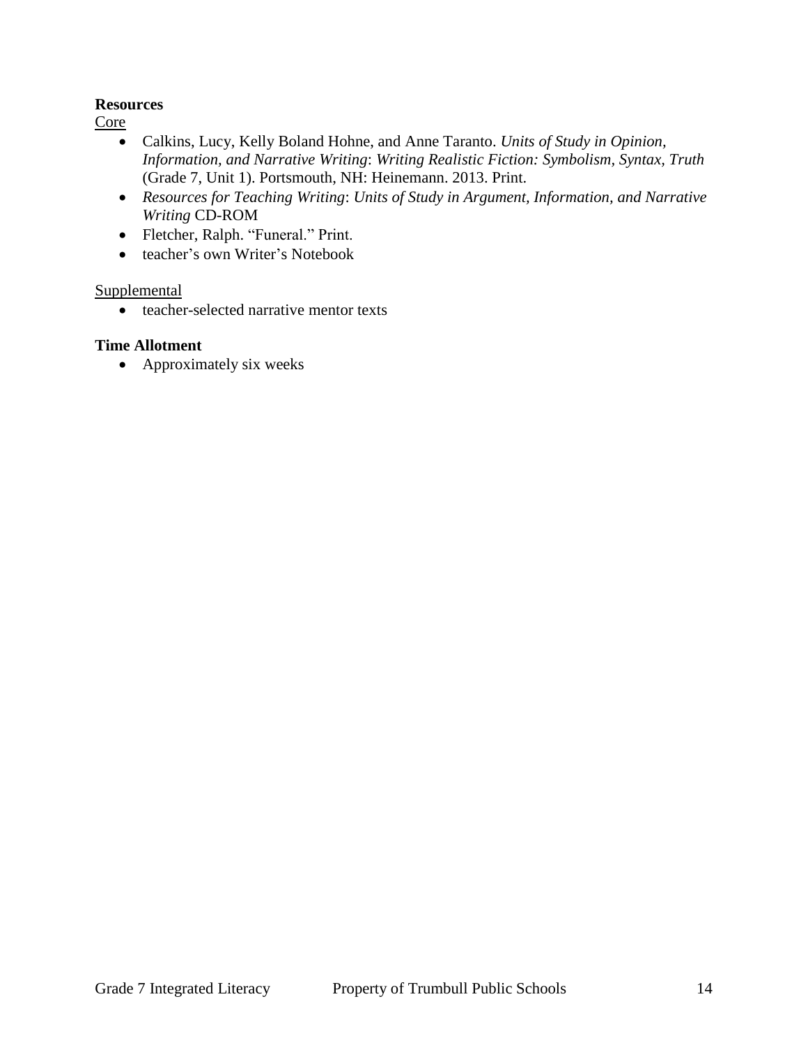**Resources**

Core

- Calkins, Lucy, Kelly Boland Hohne, and Anne Taranto. *Units of Study in Opinion, Information, and Narrative Writing*: *Writing Realistic Fiction: Symbolism, Syntax, Truth* (Grade 7, Unit 1). Portsmouth, NH: Heinemann. 2013. Print.
- *Resources for Teaching Writing*: *Units of Study in Argument, Information, and Narrative Writing* CD-ROM
- Fletcher, Ralph. "Funeral." Print.
- teacher's own Writer's Notebook

Supplemental

- teacher-selected narrative mentor texts

**Time Allotment**

- Approximately six weeks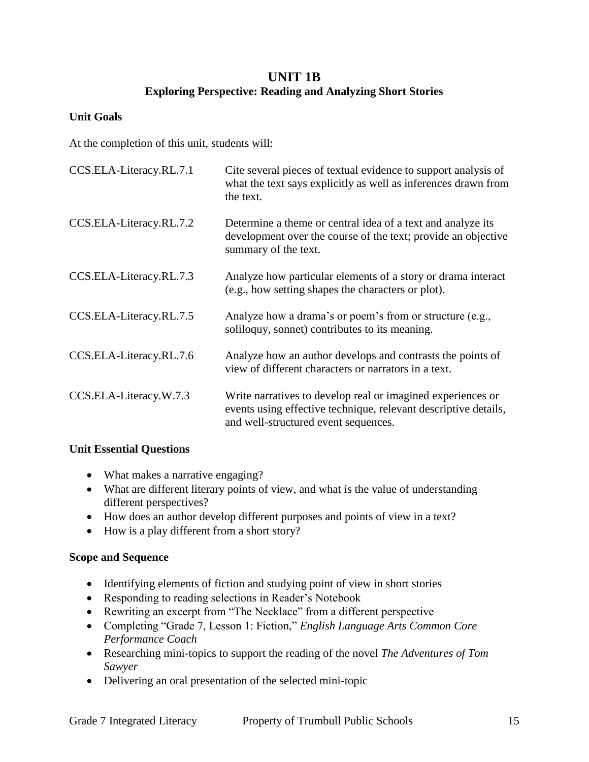# UNIT 1B

## Exploring Perspective: Reading and Analyzing Short Stories

### Unit Goals

At the completion of this unit, students will:

| | |
|---|---|
| CCS.ELA-Literacy.RL.7.1 | Cite several pieces of textual evidence to support analysis of what the text says explicitly as well as inferences drawn from the text. |
| CCS.ELA-Literacy.RL.7.2 | Determine a theme or central idea of a text and analyze its development over the course of the text; provide an objective summary of the text. |
| CCS.ELA-Literacy.RL.7.3 | Analyze how particular elements of a story or drama interact (e.g., how setting shapes the characters or plot). |
| CCS.ELA-Literacy.RL.7.5 | Analyze how a drama's or poem's from or structure (e.g., soliloquy, sonnet) contributes to its meaning. |
| CCS.ELA-Literacy.RL.7.6 | Analyze how an author develops and contrasts the points of view of different characters or narrators in a text. |
| CCS.ELA-Literacy.W.7.3 | Write narratives to develop real or imagined experiences or events using effective technique, relevant descriptive details, and well-structured event sequences. |

### Unit Essential Questions

- What makes a narrative engaging?
- What are different literary points of view, and what is the value of understanding different perspectives?
- How does an author develop different purposes and points of view in a text?
- How is a play different from a short story?

### Scope and Sequence

- Identifying elements of fiction and studying point of view in short stories
- Responding to reading selections in Reader's Notebook
- Rewriting an excerpt from "The Necklace" from a different perspective
- Completing "Grade 7, Lesson 1: Fiction," *English Language Arts Common Core Performance Coach*
- Researching mini-topics to support the reading of the novel *The Adventures of Tom Sawyer*
- Delivering an oral presentation of the selected mini-topic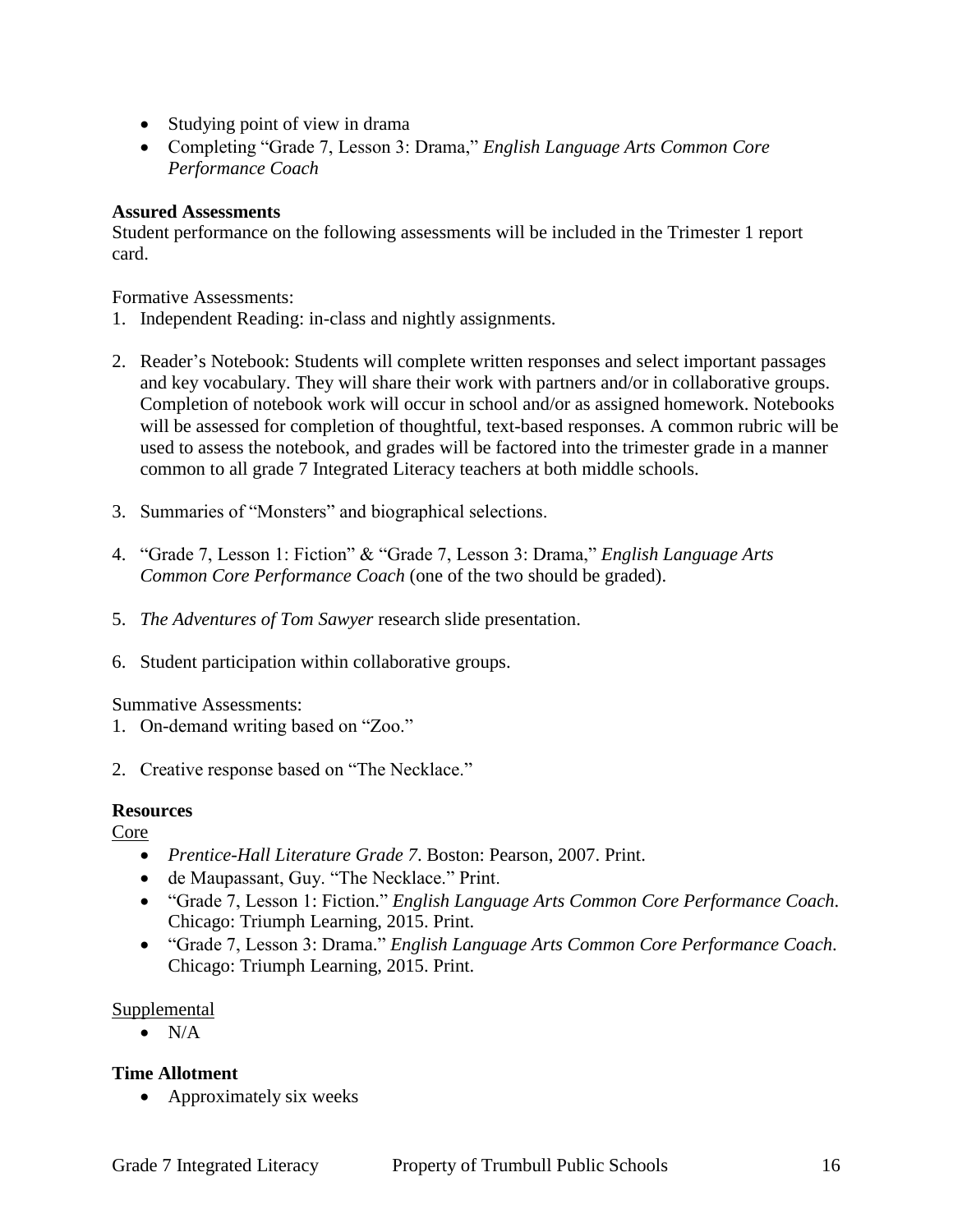- Studying point of view in drama
- Completing "Grade 7, Lesson 3: Drama," *English Language Arts Common Core Performance Coach*

**Assured Assessments**

Student performance on the following assessments will be included in the Trimester 1 report card.

Formative Assessments:

1. Independent Reading: in-class and nightly assignments.

2. Reader's Notebook: Students will complete written responses and select important passages and key vocabulary. They will share their work with partners and/or in collaborative groups. Completion of notebook work will occur in school and/or as assigned homework. Notebooks will be assessed for completion of thoughtful, text-based responses. A common rubric will be used to assess the notebook, and grades will be factored into the trimester grade in a manner common to all grade 7 Integrated Literacy teachers at both middle schools.

3. Summaries of "Monsters" and biographical selections.

4. "Grade 7, Lesson 1: Fiction" & "Grade 7, Lesson 3: Drama," *English Language Arts Common Core Performance Coach* (one of the two should be graded).

5. *The Adventures of Tom Sawyer* research slide presentation.

6. Student participation within collaborative groups.

Summative Assessments:

1. On-demand writing based on "Zoo."

2. Creative response based on "The Necklace."

**Resources**

Core

- *Prentice-Hall Literature Grade 7*. Boston: Pearson, 2007. Print.
- de Maupassant, Guy. "The Necklace." Print.
- "Grade 7, Lesson 1: Fiction." *English Language Arts Common Core Performance Coach*. Chicago: Triumph Learning, 2015. Print.
- "Grade 7, Lesson 3: Drama." *English Language Arts Common Core Performance Coach*. Chicago: Triumph Learning, 2015. Print.

Supplemental

- N/A

**Time Allotment**

- Approximately six weeks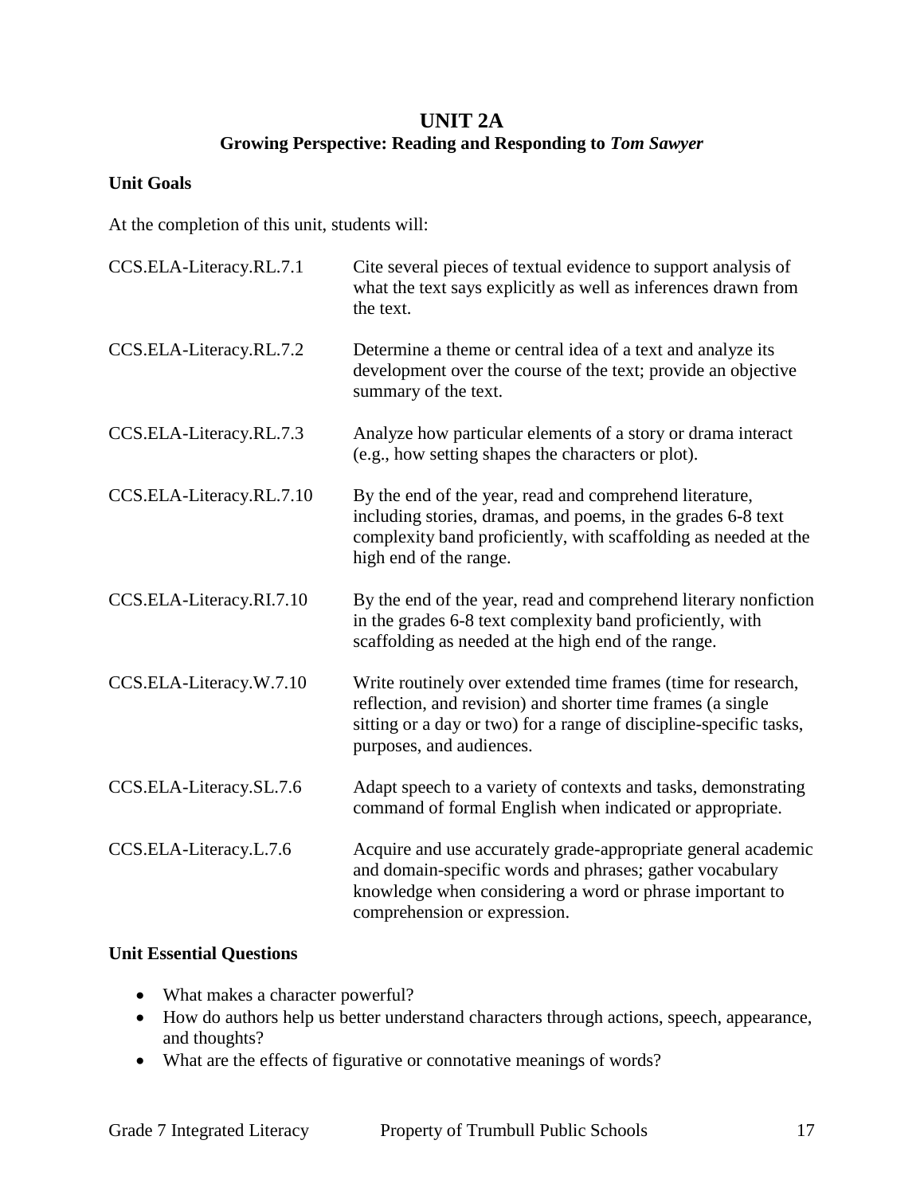# UNIT 2A

## Growing Perspective: Reading and Responding to *Tom Sawyer*

### Unit Goals

At the completion of this unit, students will:

| | |
|---|---|
| CCS.ELA-Literacy.RL.7.1 | Cite several pieces of textual evidence to support analysis of what the text says explicitly as well as inferences drawn from the text. |
| CCS.ELA-Literacy.RL.7.2 | Determine a theme or central idea of a text and analyze its development over the course of the text; provide an objective summary of the text. |
| CCS.ELA-Literacy.RL.7.3 | Analyze how particular elements of a story or drama interact (e.g., how setting shapes the characters or plot). |
| CCS.ELA-Literacy.RL.7.10 | By the end of the year, read and comprehend literature, including stories, dramas, and poems, in the grades 6-8 text complexity band proficiently, with scaffolding as needed at the high end of the range. |
| CCS.ELA-Literacy.RI.7.10 | By the end of the year, read and comprehend literary nonfiction in the grades 6-8 text complexity band proficiently, with scaffolding as needed at the high end of the range. |
| CCS.ELA-Literacy.W.7.10 | Write routinely over extended time frames (time for research, reflection, and revision) and shorter time frames (a single sitting or a day or two) for a range of discipline-specific tasks, purposes, and audiences. |
| CCS.ELA-Literacy.SL.7.6 | Adapt speech to a variety of contexts and tasks, demonstrating command of formal English when indicated or appropriate. |
| CCS.ELA-Literacy.L.7.6 | Acquire and use accurately grade-appropriate general academic and domain-specific words and phrases; gather vocabulary knowledge when considering a word or phrase important to comprehension or expression. |

### Unit Essential Questions

- What makes a character powerful?
- How do authors help us better understand characters through actions, speech, appearance, and thoughts?
- What are the effects of figurative or connotative meanings of words?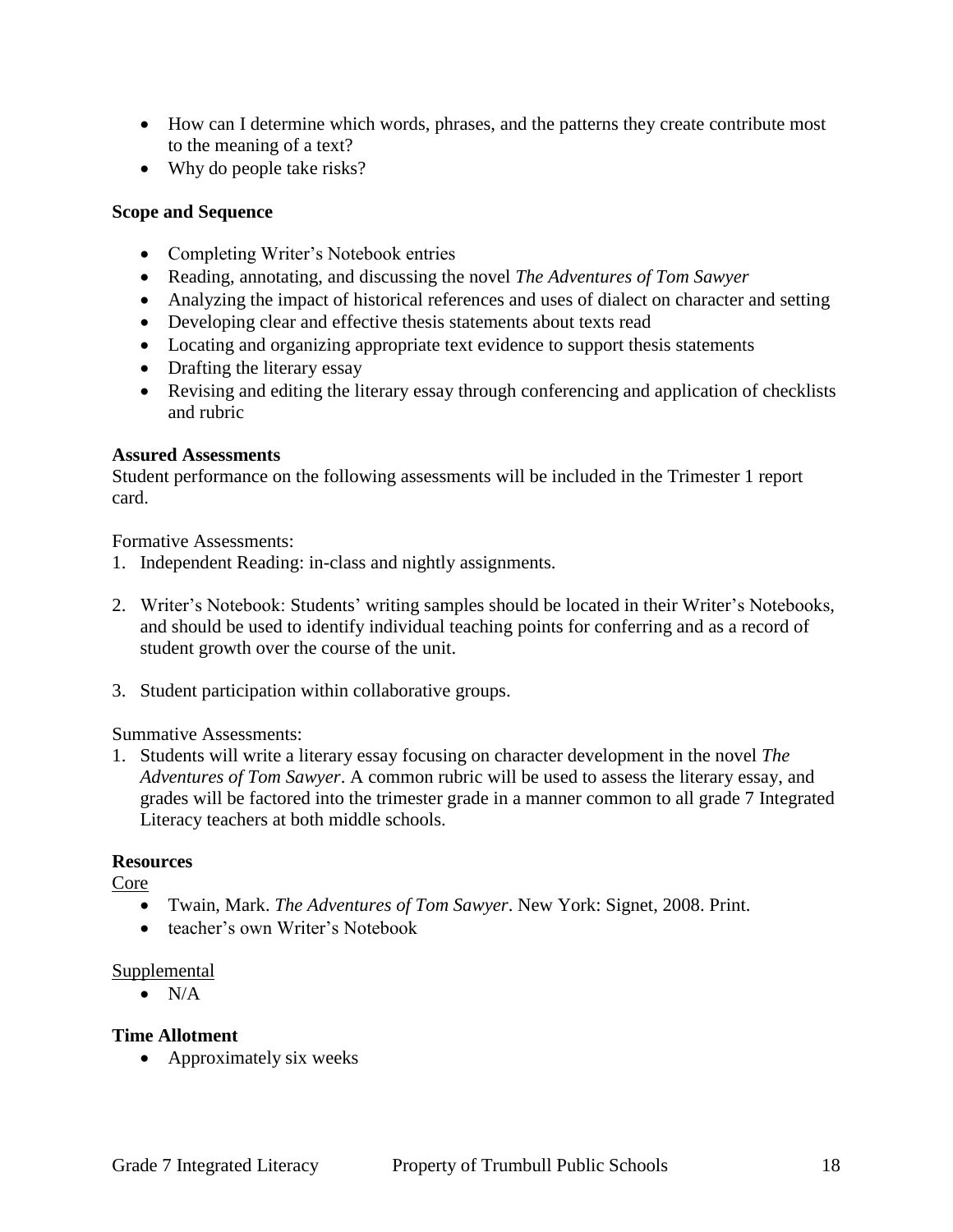- How can I determine which words, phrases, and the patterns they create contribute most to the meaning of a text?
- Why do people take risks?

**Scope and Sequence**

- Completing Writer's Notebook entries
- Reading, annotating, and discussing the novel *The Adventures of Tom Sawyer*
- Analyzing the impact of historical references and uses of dialect on character and setting
- Developing clear and effective thesis statements about texts read
- Locating and organizing appropriate text evidence to support thesis statements
- Drafting the literary essay
- Revising and editing the literary essay through conferencing and application of checklists and rubric

**Assured Assessments**
Student performance on the following assessments will be included in the Trimester 1 report card.

Formative Assessments:

1. Independent Reading: in-class and nightly assignments.

2. Writer's Notebook: Students' writing samples should be located in their Writer's Notebooks, and should be used to identify individual teaching points for conferring and as a record of student growth over the course of the unit.

3. Student participation within collaborative groups.

Summative Assessments:

1. Students will write a literary essay focusing on character development in the novel *The Adventures of Tom Sawyer*. A common rubric will be used to assess the literary essay, and grades will be factored into the trimester grade in a manner common to all grade 7 Integrated Literacy teachers at both middle schools.

**Resources**

Core

- Twain, Mark. *The Adventures of Tom Sawyer*. New York: Signet, 2008. Print.
- teacher's own Writer's Notebook

Supplemental

- N/A

**Time Allotment**

- Approximately six weeks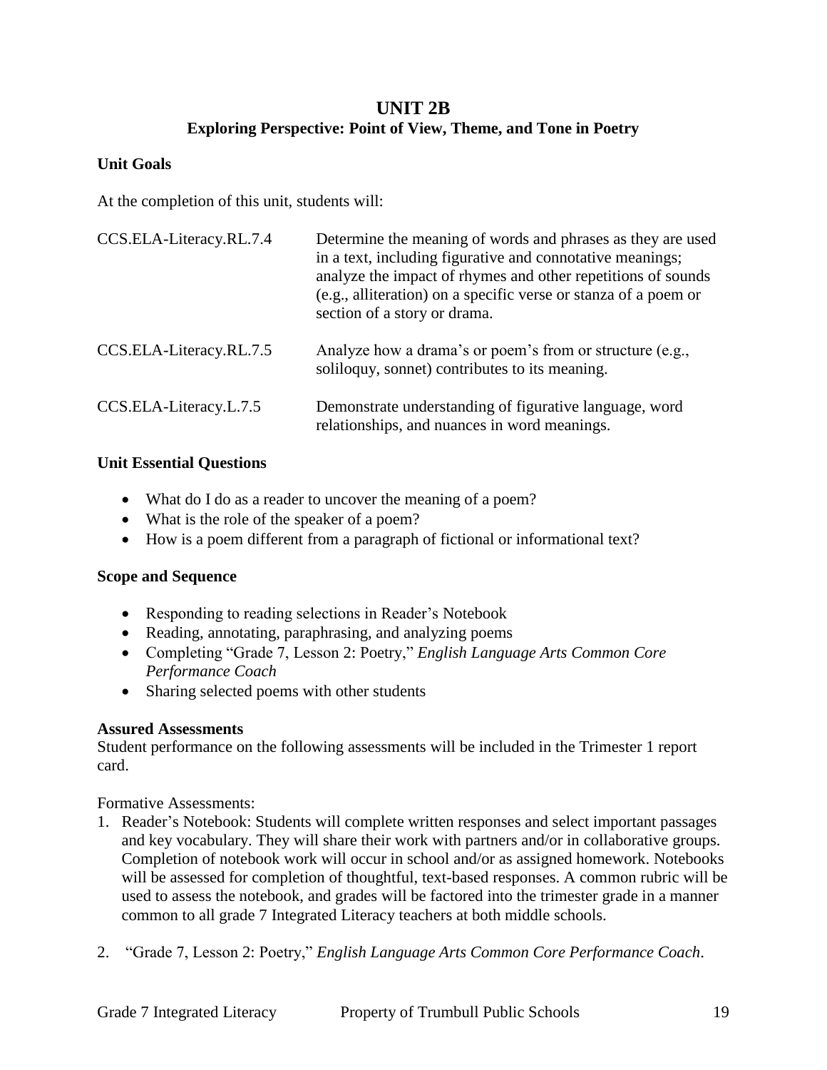# UNIT 2B

## Exploring Perspective: Point of View, Theme, and Tone in Poetry

### Unit Goals

At the completion of this unit, students will:

| | |
|---|---|
| CCS.ELA-Literacy.RL.7.4 | Determine the meaning of words and phrases as they are used in a text, including figurative and connotative meanings; analyze the impact of rhymes and other repetitions of sounds (e.g., alliteration) on a specific verse or stanza of a poem or section of a story or drama. |
| CCS.ELA-Literacy.RL.7.5 | Analyze how a drama's or poem's from or structure (e.g., soliloquy, sonnet) contributes to its meaning. |
| CCS.ELA-Literacy.L.7.5 | Demonstrate understanding of figurative language, word relationships, and nuances in word meanings. |

### Unit Essential Questions

- What do I do as a reader to uncover the meaning of a poem?
- What is the role of the speaker of a poem?
- How is a poem different from a paragraph of fictional or informational text?

### Scope and Sequence

- Responding to reading selections in Reader's Notebook
- Reading, annotating, paraphrasing, and analyzing poems
- Completing "Grade 7, Lesson 2: Poetry," *English Language Arts Common Core Performance Coach*
- Sharing selected poems with other students

### Assured Assessments

Student performance on the following assessments will be included in the Trimester 1 report card.

Formative Assessments:

1. Reader's Notebook: Students will complete written responses and select important passages and key vocabulary. They will share their work with partners and/or in collaborative groups. Completion of notebook work will occur in school and/or as assigned homework. Notebooks will be assessed for completion of thoughtful, text-based responses. A common rubric will be used to assess the notebook, and grades will be factored into the trimester grade in a manner common to all grade 7 Integrated Literacy teachers at both middle schools.

2. "Grade 7, Lesson 2: Poetry," *English Language Arts Common Core Performance Coach*.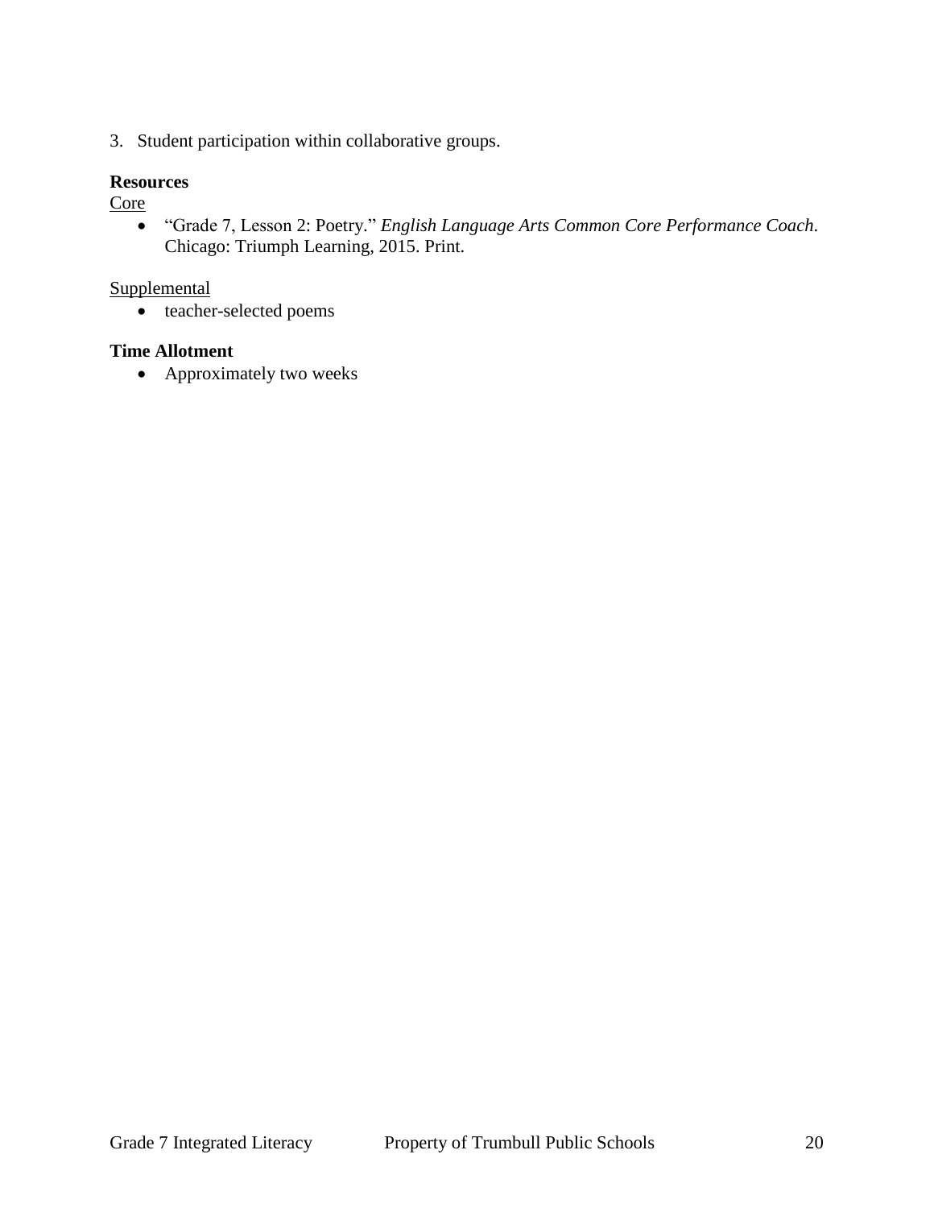3. Student participation within collaborative groups.

**Resources**

Core

- "Grade 7, Lesson 2: Poetry." *English Language Arts Common Core Performance Coach.* Chicago: Triumph Learning, 2015. Print.

Supplemental

- teacher-selected poems

**Time Allotment**

- Approximately two weeks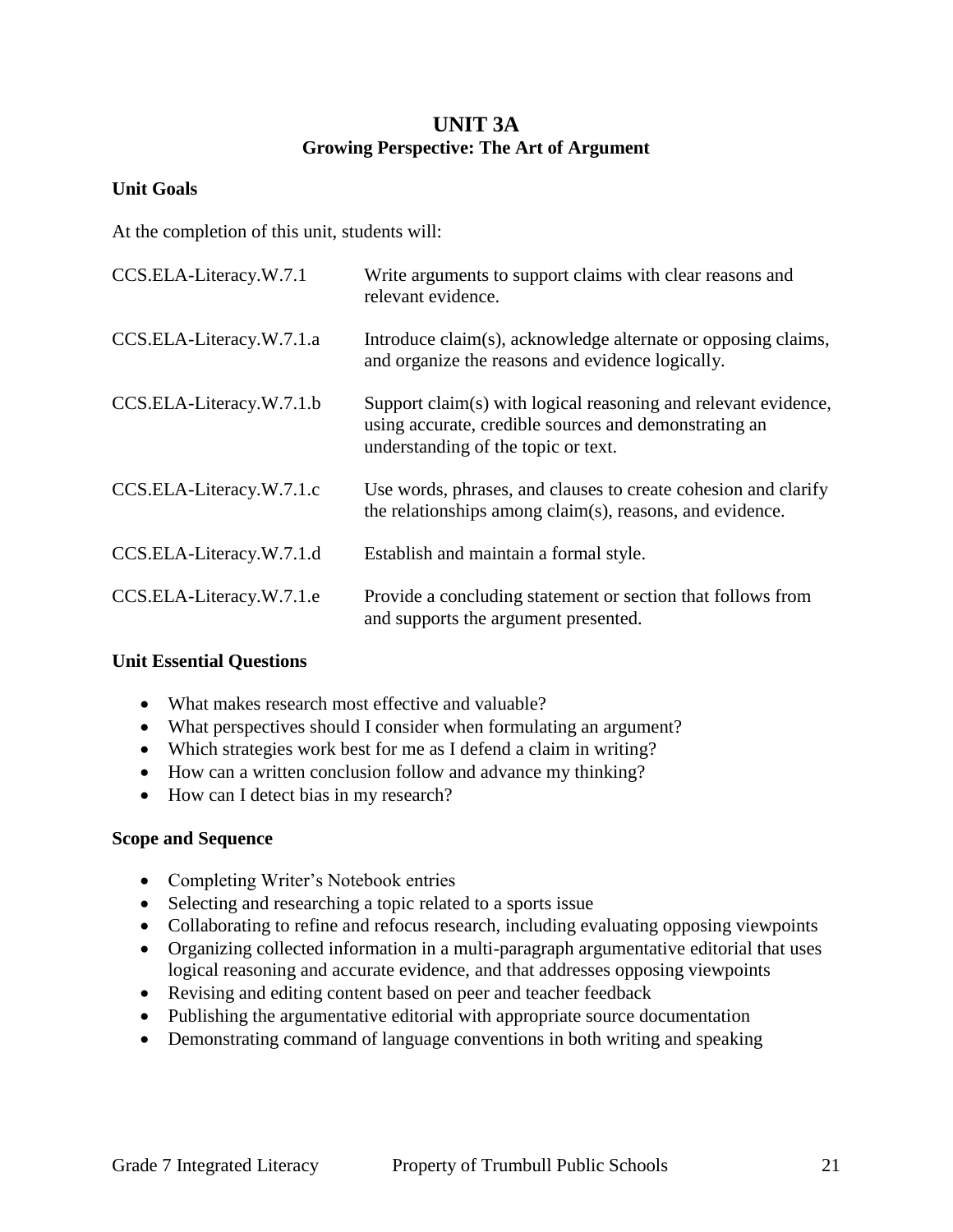# UNIT 3A
## Growing Perspective: The Art of Argument

### Unit Goals

At the completion of this unit, students will:

| | |
|---|---|
| CCS.ELA-Literacy.W.7.1 | Write arguments to support claims with clear reasons and relevant evidence. |
| CCS.ELA-Literacy.W.7.1.a | Introduce claim(s), acknowledge alternate or opposing claims, and organize the reasons and evidence logically. |
| CCS.ELA-Literacy.W.7.1.b | Support claim(s) with logical reasoning and relevant evidence, using accurate, credible sources and demonstrating an understanding of the topic or text. |
| CCS.ELA-Literacy.W.7.1.c | Use words, phrases, and clauses to create cohesion and clarify the relationships among claim(s), reasons, and evidence. |
| CCS.ELA-Literacy.W.7.1.d | Establish and maintain a formal style. |
| CCS.ELA-Literacy.W.7.1.e | Provide a concluding statement or section that follows from and supports the argument presented. |

### Unit Essential Questions

- What makes research most effective and valuable?
- What perspectives should I consider when formulating an argument?
- Which strategies work best for me as I defend a claim in writing?
- How can a written conclusion follow and advance my thinking?
- How can I detect bias in my research?

### Scope and Sequence

- Completing Writer's Notebook entries
- Selecting and researching a topic related to a sports issue
- Collaborating to refine and refocus research, including evaluating opposing viewpoints
- Organizing collected information in a multi-paragraph argumentative editorial that uses logical reasoning and accurate evidence, and that addresses opposing viewpoints
- Revising and editing content based on peer and teacher feedback
- Publishing the argumentative editorial with appropriate source documentation
- Demonstrating command of language conventions in both writing and speaking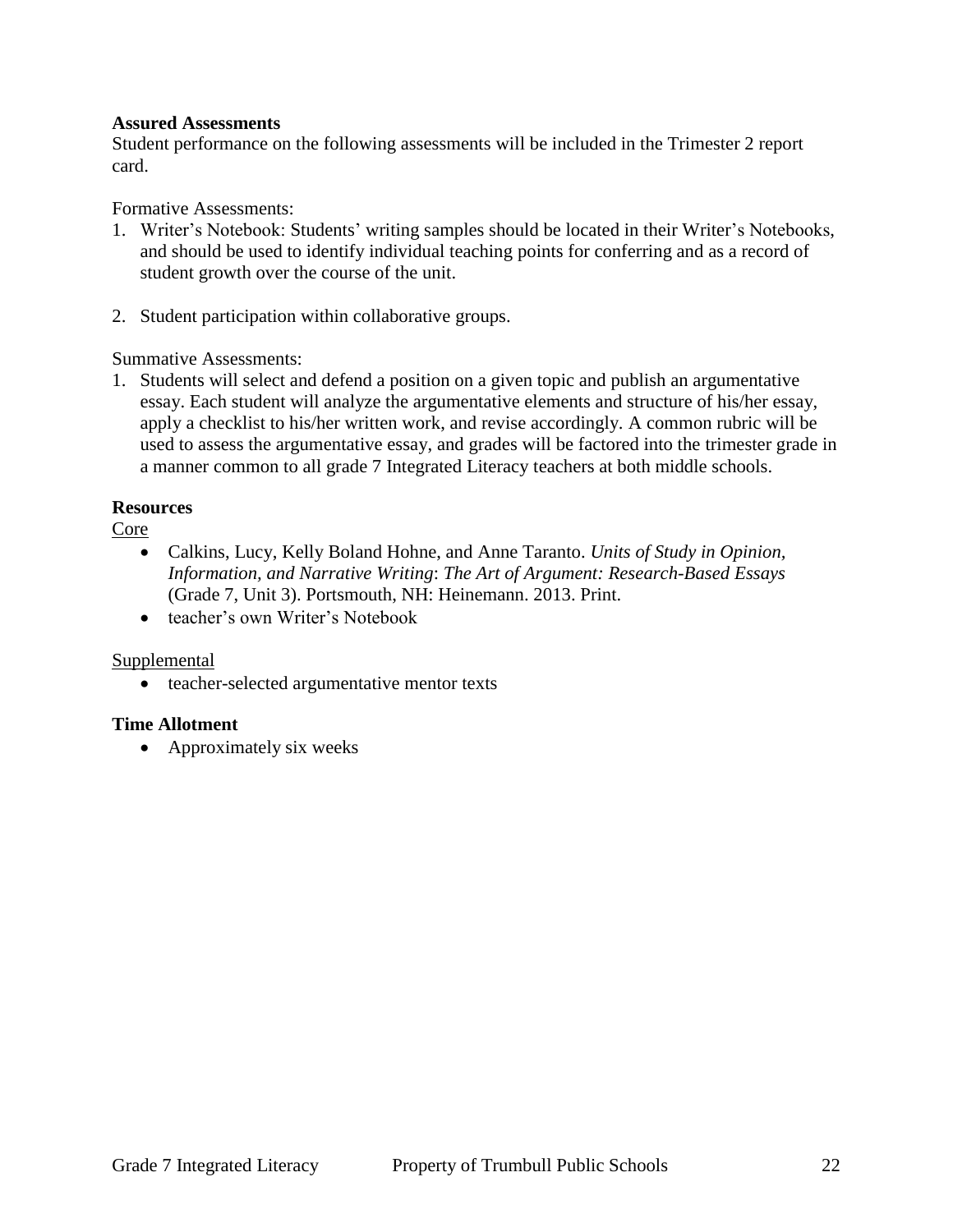**Assured Assessments**

Student performance on the following assessments will be included in the Trimester 2 report card.

Formative Assessments:

1. Writer's Notebook: Students' writing samples should be located in their Writer's Notebooks, and should be used to identify individual teaching points for conferring and as a record of student growth over the course of the unit.

2. Student participation within collaborative groups.

Summative Assessments:

1. Students will select and defend a position on a given topic and publish an argumentative essay. Each student will analyze the argumentative elements and structure of his/her essay, apply a checklist to his/her written work, and revise accordingly. A common rubric will be used to assess the argumentative essay, and grades will be factored into the trimester grade in a manner common to all grade 7 Integrated Literacy teachers at both middle schools.

**Resources**

Core

- Calkins, Lucy, Kelly Boland Hohne, and Anne Taranto. *Units of Study in Opinion, Information, and Narrative Writing*: *The Art of Argument: Research-Based Essays* (Grade 7, Unit 3). Portsmouth, NH: Heinemann. 2013. Print.
- teacher's own Writer's Notebook

Supplemental

- teacher-selected argumentative mentor texts

**Time Allotment**

- Approximately six weeks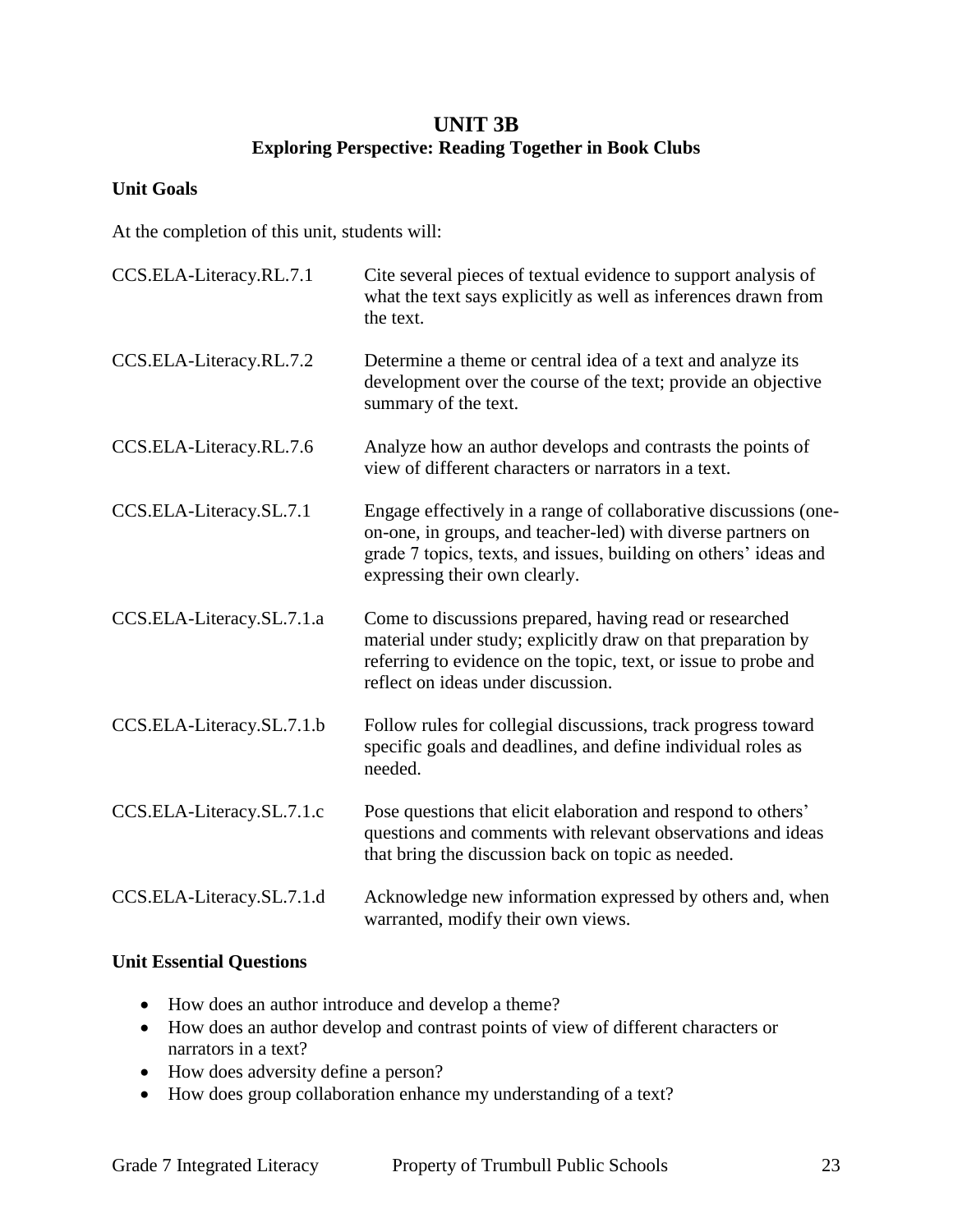# UNIT 3B
## Exploring Perspective: Reading Together in Book Clubs

### Unit Goals

At the completion of this unit, students will:

| | |
|---|---|
| CCS.ELA-Literacy.RL.7.1 | Cite several pieces of textual evidence to support analysis of what the text says explicitly as well as inferences drawn from the text. |
| CCS.ELA-Literacy.RL.7.2 | Determine a theme or central idea of a text and analyze its development over the course of the text; provide an objective summary of the text. |
| CCS.ELA-Literacy.RL.7.6 | Analyze how an author develops and contrasts the points of view of different characters or narrators in a text. |
| CCS.ELA-Literacy.SL.7.1 | Engage effectively in a range of collaborative discussions (one-on-one, in groups, and teacher-led) with diverse partners on grade 7 topics, texts, and issues, building on others' ideas and expressing their own clearly. |
| CCS.ELA-Literacy.SL.7.1.a | Come to discussions prepared, having read or researched material under study; explicitly draw on that preparation by referring to evidence on the topic, text, or issue to probe and reflect on ideas under discussion. |
| CCS.ELA-Literacy.SL.7.1.b | Follow rules for collegial discussions, track progress toward specific goals and deadlines, and define individual roles as needed. |
| CCS.ELA-Literacy.SL.7.1.c | Pose questions that elicit elaboration and respond to others' questions and comments with relevant observations and ideas that bring the discussion back on topic as needed. |
| CCS.ELA-Literacy.SL.7.1.d | Acknowledge new information expressed by others and, when warranted, modify their own views. |

### Unit Essential Questions

- How does an author introduce and develop a theme?
- How does an author develop and contrast points of view of different characters or narrators in a text?
- How does adversity define a person?
- How does group collaboration enhance my understanding of a text?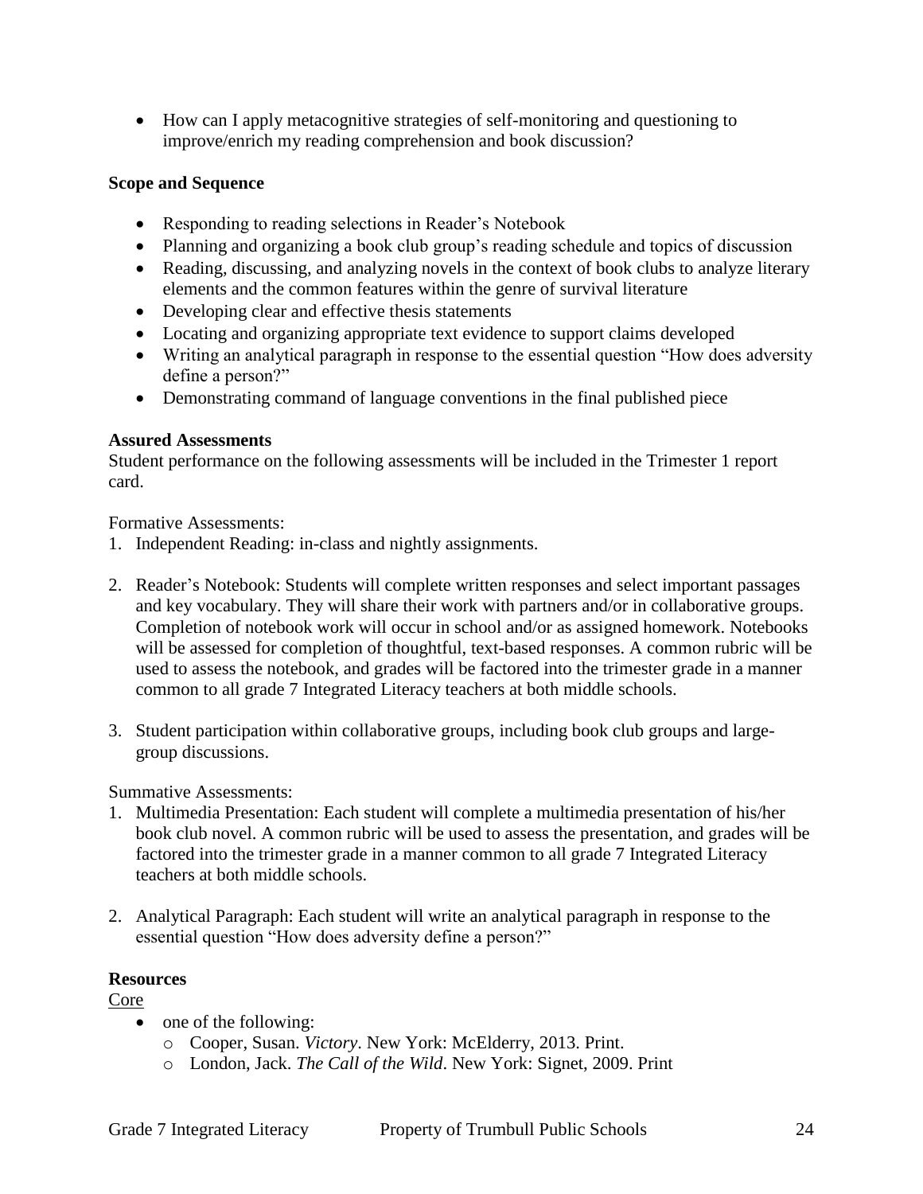- How can I apply metacognitive strategies of self-monitoring and questioning to improve/enrich my reading comprehension and book discussion?

**Scope and Sequence**

- Responding to reading selections in Reader's Notebook
- Planning and organizing a book club group's reading schedule and topics of discussion
- Reading, discussing, and analyzing novels in the context of book clubs to analyze literary elements and the common features within the genre of survival literature
- Developing clear and effective thesis statements
- Locating and organizing appropriate text evidence to support claims developed
- Writing an analytical paragraph in response to the essential question "How does adversity define a person?"
- Demonstrating command of language conventions in the final published piece

**Assured Assessments**

Student performance on the following assessments will be included in the Trimester 1 report card.

Formative Assessments:

1. Independent Reading: in-class and nightly assignments.

2. Reader's Notebook: Students will complete written responses and select important passages and key vocabulary. They will share their work with partners and/or in collaborative groups. Completion of notebook work will occur in school and/or as assigned homework. Notebooks will be assessed for completion of thoughtful, text-based responses. A common rubric will be used to assess the notebook, and grades will be factored into the trimester grade in a manner common to all grade 7 Integrated Literacy teachers at both middle schools.

3. Student participation within collaborative groups, including book club groups and large-group discussions.

Summative Assessments:

1. Multimedia Presentation: Each student will complete a multimedia presentation of his/her book club novel. A common rubric will be used to assess the presentation, and grades will be factored into the trimester grade in a manner common to all grade 7 Integrated Literacy teachers at both middle schools.

2. Analytical Paragraph: Each student will write an analytical paragraph in response to the essential question "How does adversity define a person?"

**Resources**

Core

- one of the following:
  - Cooper, Susan. *Victory*. New York: McElderry, 2013. Print.
  - London, Jack. *The Call of the Wild*. New York: Signet, 2009. Print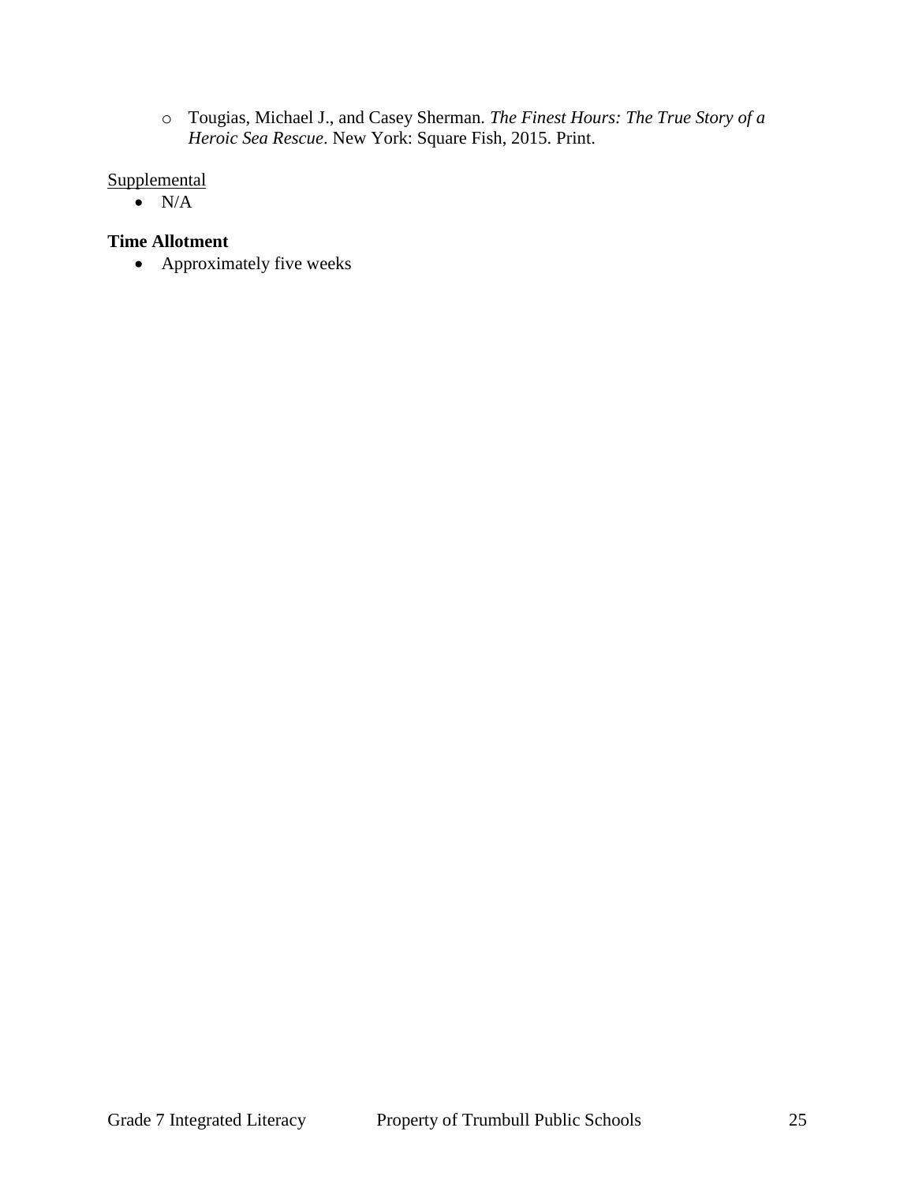- Tougias, Michael J., and Casey Sherman. *The Finest Hours: The True Story of a Heroic Sea Rescue*. New York: Square Fish, 2015. Print.

Supplemental

- N/A

**Time Allotment**

- Approximately five weeks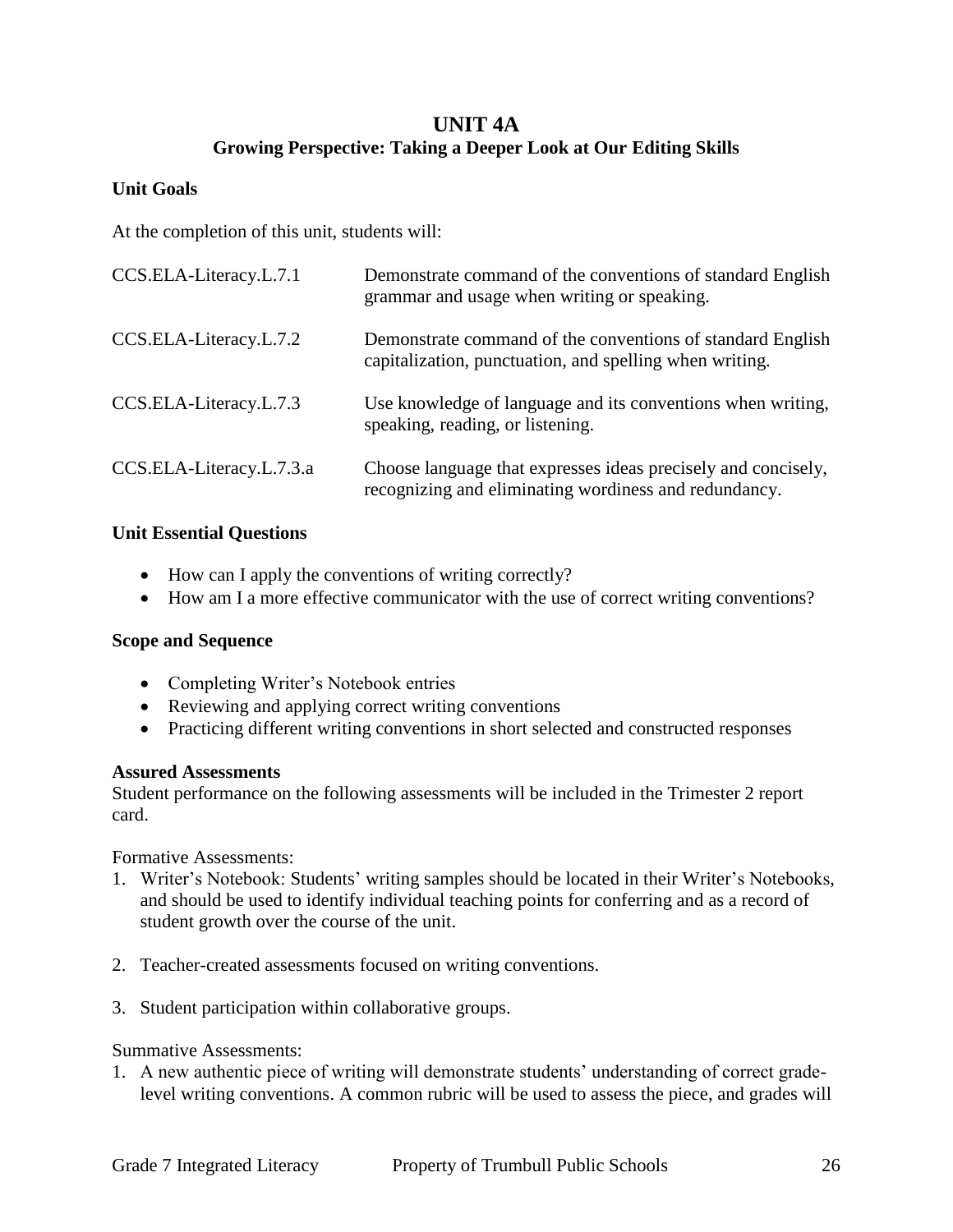# UNIT 4A

## Growing Perspective: Taking a Deeper Look at Our Editing Skills

### Unit Goals

At the completion of this unit, students will:

| | |
|---|---|
| CCS.ELA-Literacy.L.7.1 | Demonstrate command of the conventions of standard English grammar and usage when writing or speaking. |
| CCS.ELA-Literacy.L.7.2 | Demonstrate command of the conventions of standard English capitalization, punctuation, and spelling when writing. |
| CCS.ELA-Literacy.L.7.3 | Use knowledge of language and its conventions when writing, speaking, reading, or listening. |
| CCS.ELA-Literacy.L.7.3.a | Choose language that expresses ideas precisely and concisely, recognizing and eliminating wordiness and redundancy. |

### Unit Essential Questions

- How can I apply the conventions of writing correctly?
- How am I a more effective communicator with the use of correct writing conventions?

### Scope and Sequence

- Completing Writer's Notebook entries
- Reviewing and applying correct writing conventions
- Practicing different writing conventions in short selected and constructed responses

### Assured Assessments

Student performance on the following assessments will be included in the Trimester 2 report card.

Formative Assessments:

1. Writer's Notebook: Students' writing samples should be located in their Writer's Notebooks, and should be used to identify individual teaching points for conferring and as a record of student growth over the course of the unit.
2. Teacher-created assessments focused on writing conventions.
3. Student participation within collaborative groups.

Summative Assessments:

1. A new authentic piece of writing will demonstrate students' understanding of correct grade-level writing conventions. A common rubric will be used to assess the piece, and grades will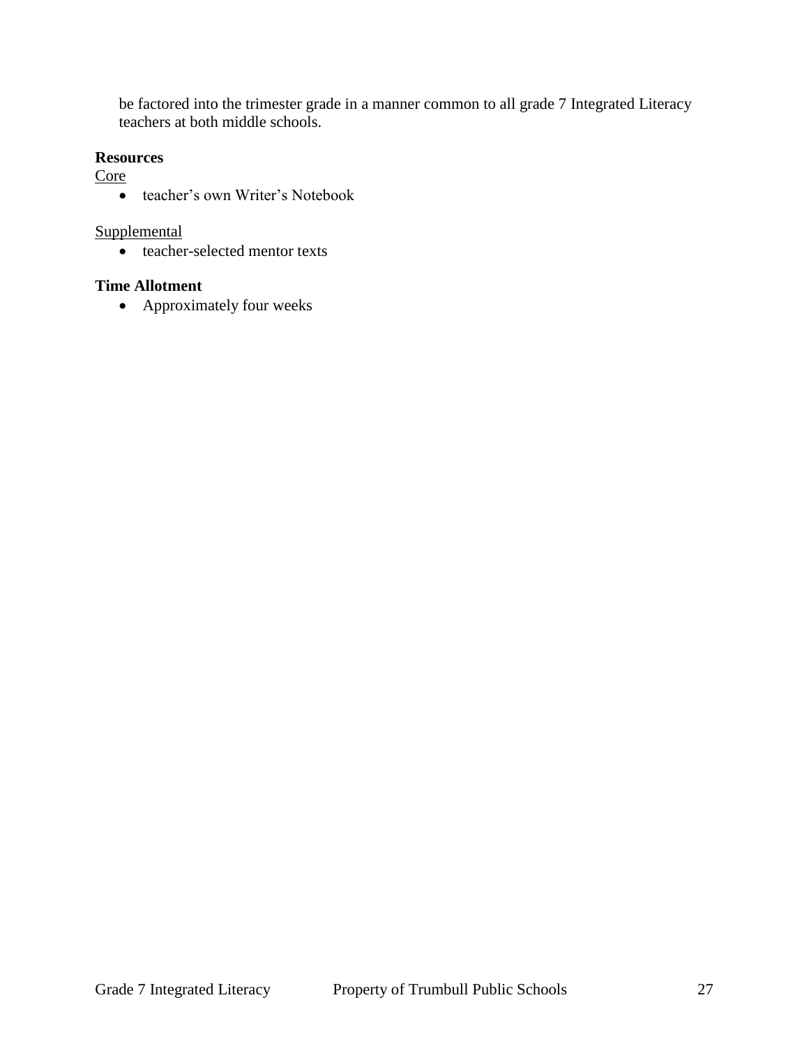be factored into the trimester grade in a manner common to all grade 7 Integrated Literacy teachers at both middle schools.

**Resources**

Core

- teacher's own Writer's Notebook

Supplemental

- teacher-selected mentor texts

**Time Allotment**

- Approximately four weeks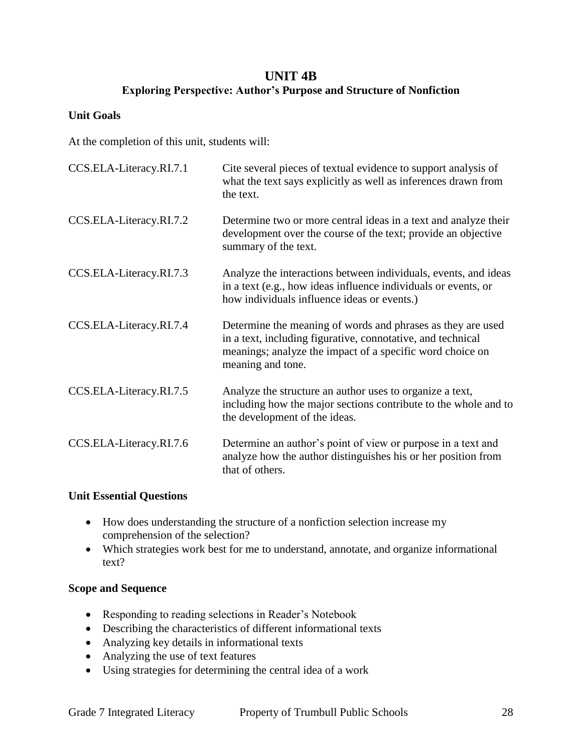# UNIT 4B

## Exploring Perspective: Author's Purpose and Structure of Nonfiction

### Unit Goals

At the completion of this unit, students will:

| | |
|---|---|
| CCS.ELA-Literacy.RI.7.1 | Cite several pieces of textual evidence to support analysis of what the text says explicitly as well as inferences drawn from the text. |
| CCS.ELA-Literacy.RI.7.2 | Determine two or more central ideas in a text and analyze their development over the course of the text; provide an objective summary of the text. |
| CCS.ELA-Literacy.RI.7.3 | Analyze the interactions between individuals, events, and ideas in a text (e.g., how ideas influence individuals or events, or how individuals influence ideas or events.) |
| CCS.ELA-Literacy.RI.7.4 | Determine the meaning of words and phrases as they are used in a text, including figurative, connotative, and technical meanings; analyze the impact of a specific word choice on meaning and tone. |
| CCS.ELA-Literacy.RI.7.5 | Analyze the structure an author uses to organize a text, including how the major sections contribute to the whole and to the development of the ideas. |
| CCS.ELA-Literacy.RI.7.6 | Determine an author's point of view or purpose in a text and analyze how the author distinguishes his or her position from that of others. |

### Unit Essential Questions

- How does understanding the structure of a nonfiction selection increase my comprehension of the selection?
- Which strategies work best for me to understand, annotate, and organize informational text?

### Scope and Sequence

- Responding to reading selections in Reader's Notebook
- Describing the characteristics of different informational texts
- Analyzing key details in informational texts
- Analyzing the use of text features
- Using strategies for determining the central idea of a work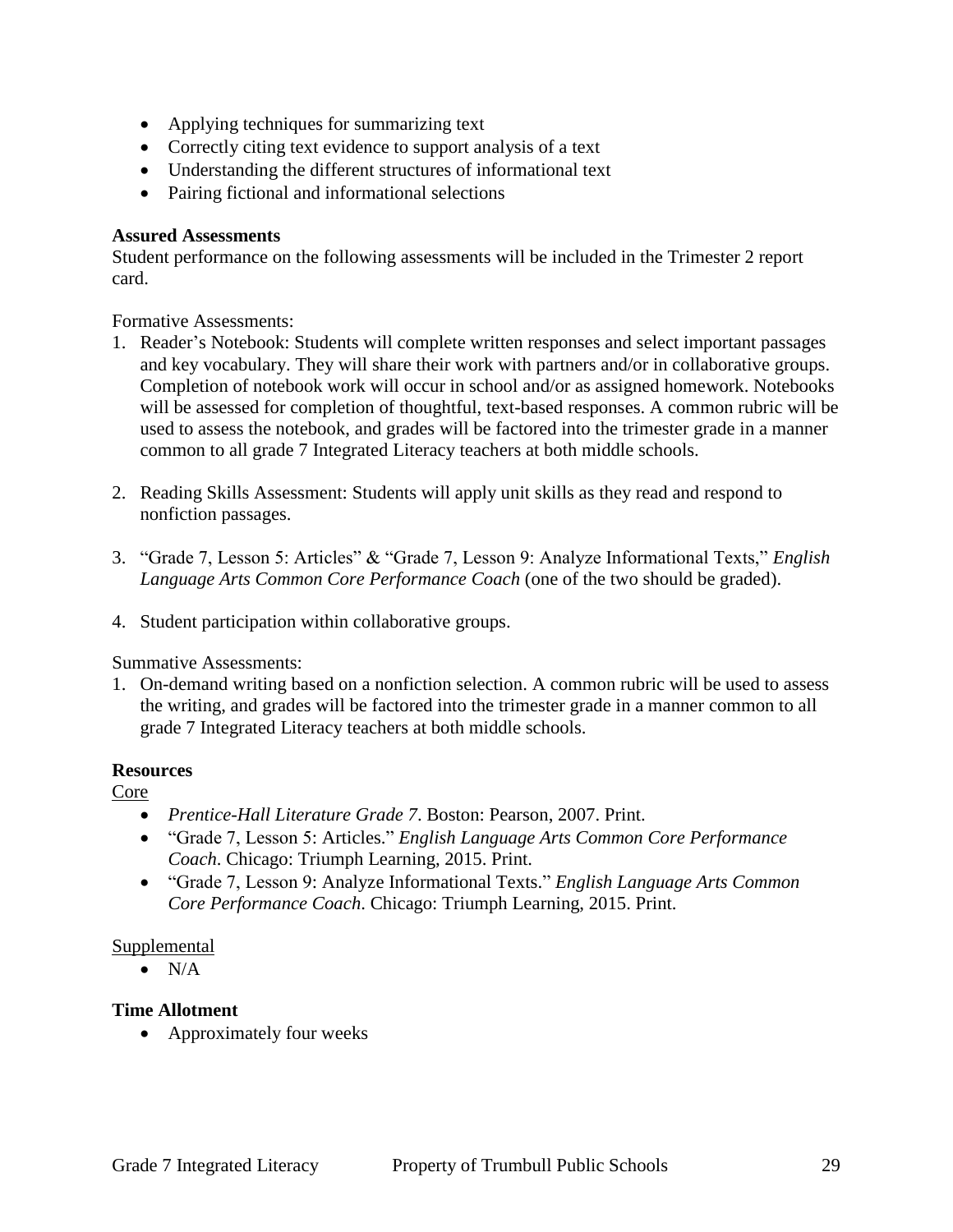- Applying techniques for summarizing text
- Correctly citing text evidence to support analysis of a text
- Understanding the different structures of informational text
- Pairing fictional and informational selections

**Assured Assessments**

Student performance on the following assessments will be included in the Trimester 2 report card.

Formative Assessments:

1. Reader's Notebook: Students will complete written responses and select important passages and key vocabulary. They will share their work with partners and/or in collaborative groups. Completion of notebook work will occur in school and/or as assigned homework. Notebooks will be assessed for completion of thoughtful, text-based responses. A common rubric will be used to assess the notebook, and grades will be factored into the trimester grade in a manner common to all grade 7 Integrated Literacy teachers at both middle schools.

2. Reading Skills Assessment: Students will apply unit skills as they read and respond to nonfiction passages.

3. "Grade 7, Lesson 5: Articles" & "Grade 7, Lesson 9: Analyze Informational Texts," *English Language Arts Common Core Performance Coach* (one of the two should be graded).

4. Student participation within collaborative groups.

Summative Assessments:

1. On-demand writing based on a nonfiction selection. A common rubric will be used to assess the writing, and grades will be factored into the trimester grade in a manner common to all grade 7 Integrated Literacy teachers at both middle schools.

**Resources**

<u>Core</u>

- *Prentice-Hall Literature Grade 7*. Boston: Pearson, 2007. Print.
- "Grade 7, Lesson 5: Articles." *English Language Arts Common Core Performance Coach*. Chicago: Triumph Learning, 2015. Print.
- "Grade 7, Lesson 9: Analyze Informational Texts." *English Language Arts Common Core Performance Coach*. Chicago: Triumph Learning, 2015. Print.

<u>Supplemental</u>

- N/A

**Time Allotment**

- Approximately four weeks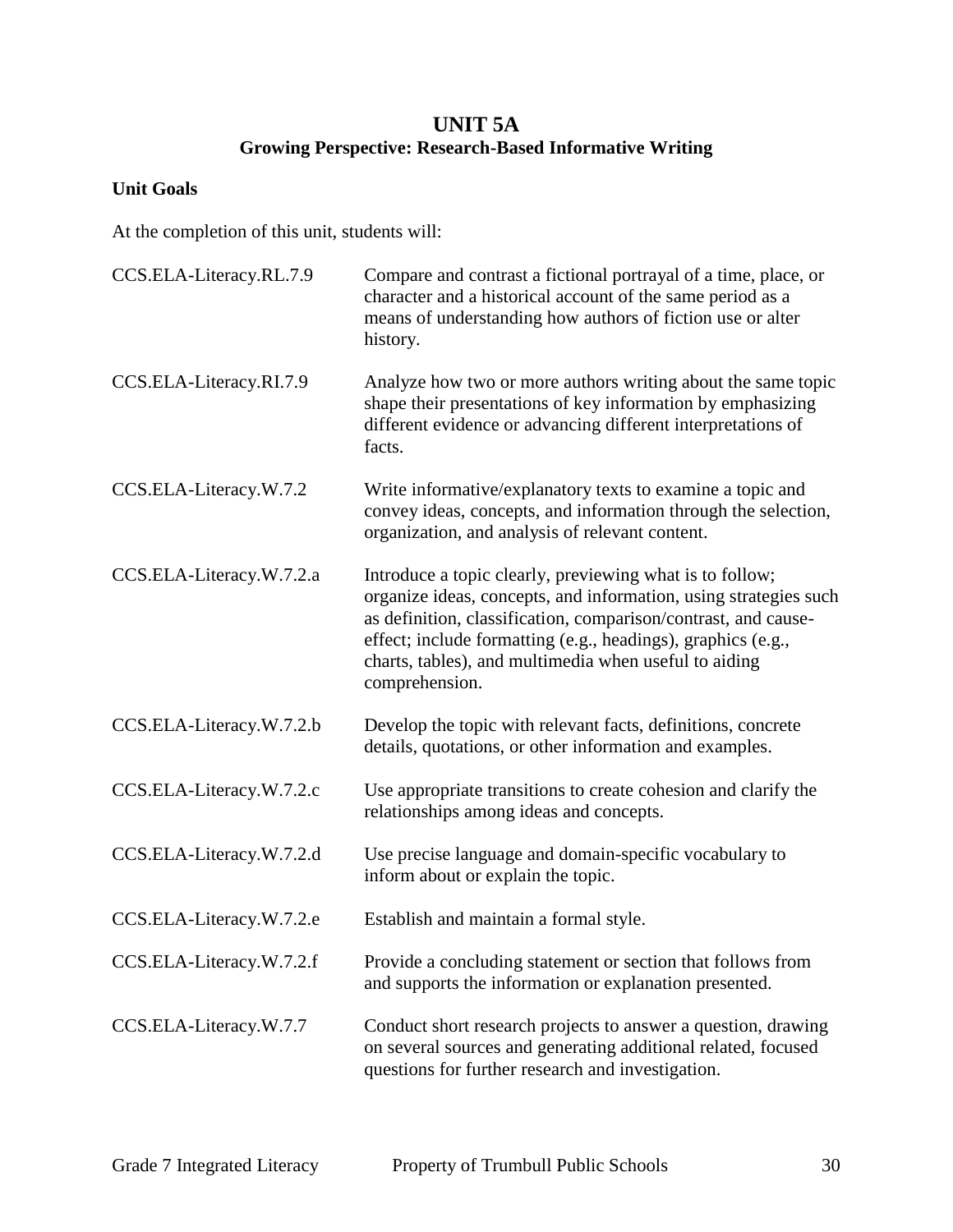# UNIT 5A
## Growing Perspective: Research-Based Informative Writing

**Unit Goals**

At the completion of this unit, students will:

| | |
|---|---|
| CCS.ELA-Literacy.RL.7.9 | Compare and contrast a fictional portrayal of a time, place, or character and a historical account of the same period as a means of understanding how authors of fiction use or alter history. |
| CCS.ELA-Literacy.RI.7.9 | Analyze how two or more authors writing about the same topic shape their presentations of key information by emphasizing different evidence or advancing different interpretations of facts. |
| CCS.ELA-Literacy.W.7.2 | Write informative/explanatory texts to examine a topic and convey ideas, concepts, and information through the selection, organization, and analysis of relevant content. |
| CCS.ELA-Literacy.W.7.2.a | Introduce a topic clearly, previewing what is to follow; organize ideas, concepts, and information, using strategies such as definition, classification, comparison/contrast, and cause-effect; include formatting (e.g., headings), graphics (e.g., charts, tables), and multimedia when useful to aiding comprehension. |
| CCS.ELA-Literacy.W.7.2.b | Develop the topic with relevant facts, definitions, concrete details, quotations, or other information and examples. |
| CCS.ELA-Literacy.W.7.2.c | Use appropriate transitions to create cohesion and clarify the relationships among ideas and concepts. |
| CCS.ELA-Literacy.W.7.2.d | Use precise language and domain-specific vocabulary to inform about or explain the topic. |
| CCS.ELA-Literacy.W.7.2.e | Establish and maintain a formal style. |
| CCS.ELA-Literacy.W.7.2.f | Provide a concluding statement or section that follows from and supports the information or explanation presented. |
| CCS.ELA-Literacy.W.7.7 | Conduct short research projects to answer a question, drawing on several sources and generating additional related, focused questions for further research and investigation. |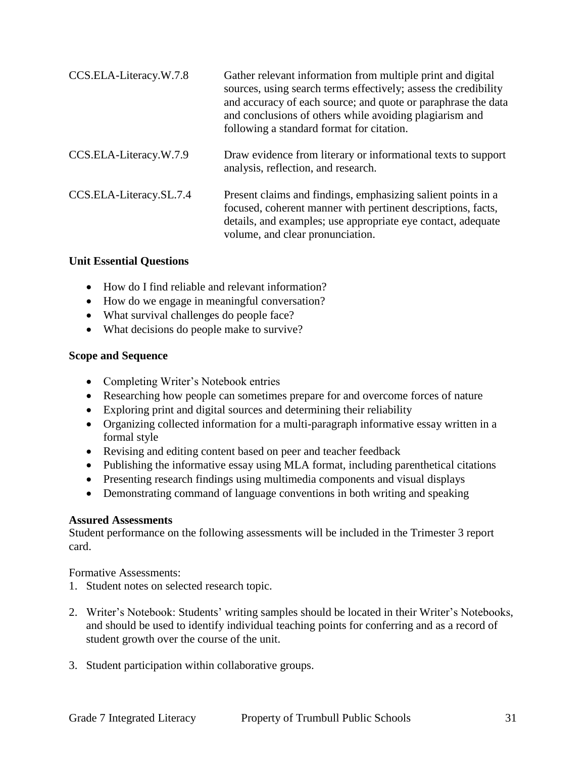| | |
|---|---|
| CCS.ELA-Literacy.W.7.8 | Gather relevant information from multiple print and digital sources, using search terms effectively; assess the credibility and accuracy of each source; and quote or paraphrase the data and conclusions of others while avoiding plagiarism and following a standard format for citation. |
| CCS.ELA-Literacy.W.7.9 | Draw evidence from literary or informational texts to support analysis, reflection, and research. |
| CCS.ELA-Literacy.SL.7.4 | Present claims and findings, emphasizing salient points in a focused, coherent manner with pertinent descriptions, facts, details, and examples; use appropriate eye contact, adequate volume, and clear pronunciation. |

**Unit Essential Questions**

- How do I find reliable and relevant information?
- How do we engage in meaningful conversation?
- What survival challenges do people face?
- What decisions do people make to survive?

**Scope and Sequence**

- Completing Writer's Notebook entries
- Researching how people can sometimes prepare for and overcome forces of nature
- Exploring print and digital sources and determining their reliability
- Organizing collected information for a multi-paragraph informative essay written in a formal style
- Revising and editing content based on peer and teacher feedback
- Publishing the informative essay using MLA format, including parenthetical citations
- Presenting research findings using multimedia components and visual displays
- Demonstrating command of language conventions in both writing and speaking

**Assured Assessments**

Student performance on the following assessments will be included in the Trimester 3 report card.

Formative Assessments:

1. Student notes on selected research topic.

2. Writer's Notebook: Students' writing samples should be located in their Writer's Notebooks, and should be used to identify individual teaching points for conferring and as a record of student growth over the course of the unit.

3. Student participation within collaborative groups.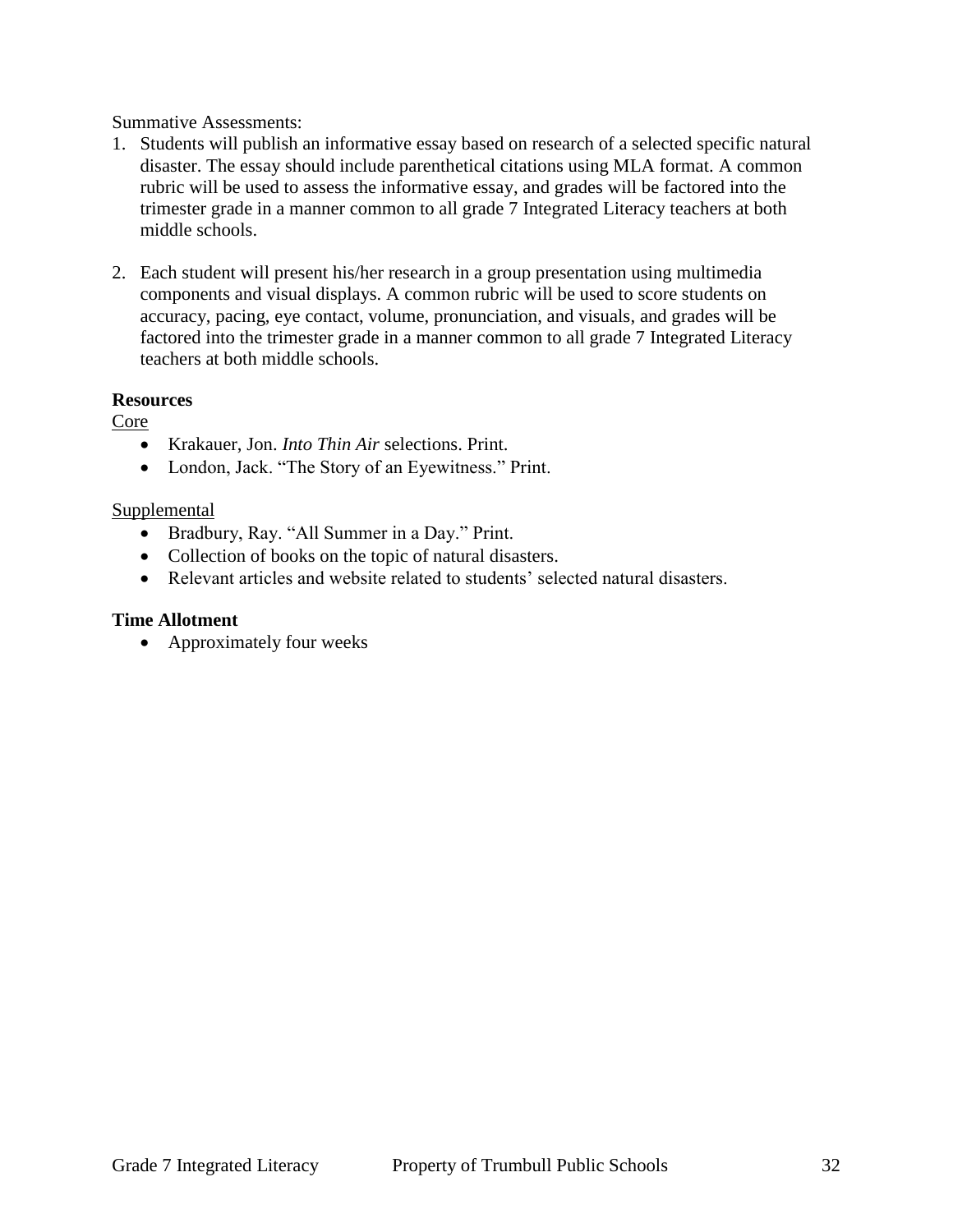Summative Assessments:

1. Students will publish an informative essay based on research of a selected specific natural disaster. The essay should include parenthetical citations using MLA format. A common rubric will be used to assess the informative essay, and grades will be factored into the trimester grade in a manner common to all grade 7 Integrated Literacy teachers at both middle schools.

2. Each student will present his/her research in a group presentation using multimedia components and visual displays. A common rubric will be used to score students on accuracy, pacing, eye contact, volume, pronunciation, and visuals, and grades will be factored into the trimester grade in a manner common to all grade 7 Integrated Literacy teachers at both middle schools.

**Resources**

Core

- Krakauer, Jon. *Into Thin Air* selections. Print.
- London, Jack. "The Story of an Eyewitness." Print.

Supplemental

- Bradbury, Ray. "All Summer in a Day." Print.
- Collection of books on the topic of natural disasters.
- Relevant articles and website related to students' selected natural disasters.

**Time Allotment**

- Approximately four weeks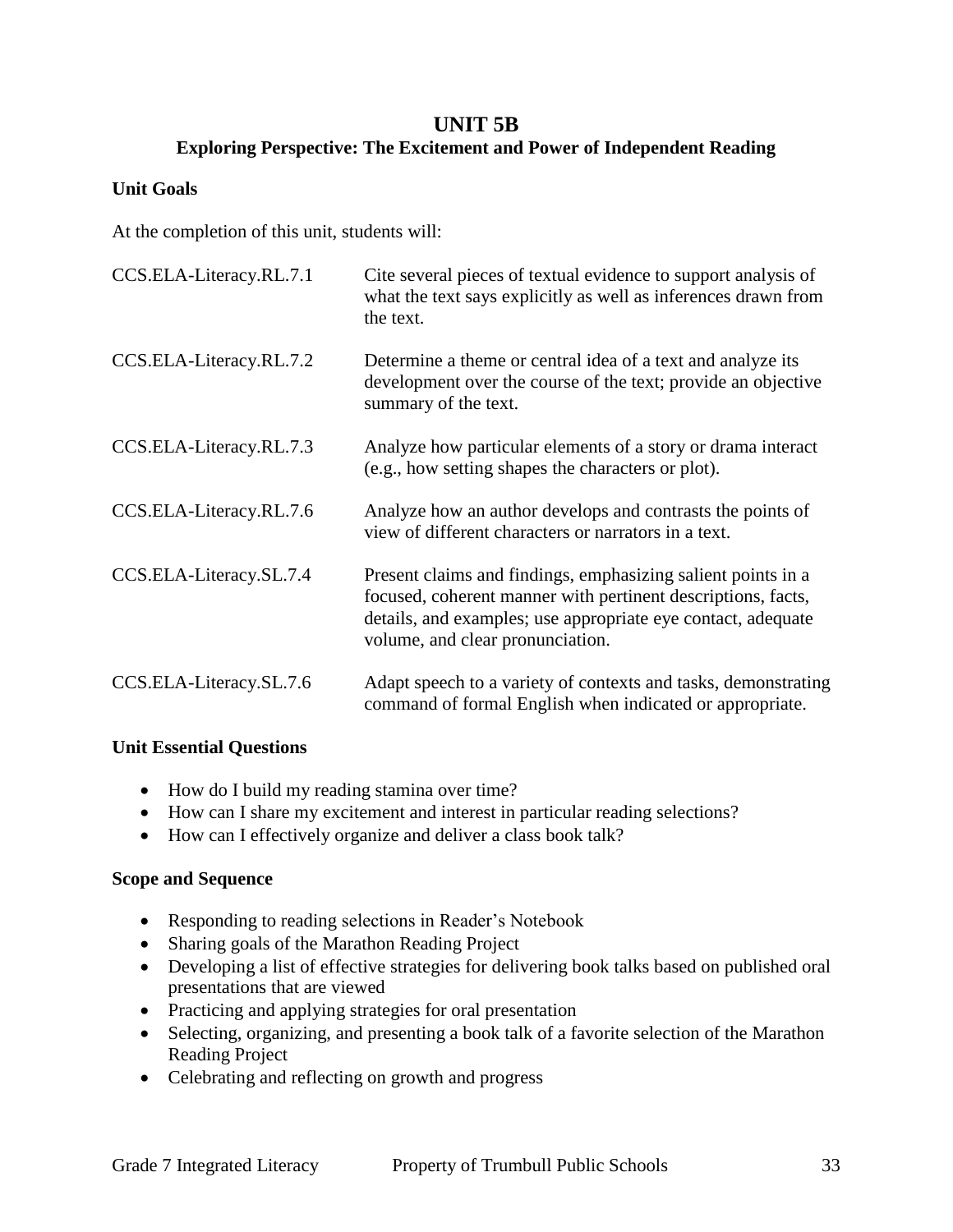# UNIT 5B

## Exploring Perspective: The Excitement and Power of Independent Reading

### Unit Goals

At the completion of this unit, students will:

| | |
|---|---|
| CCS.ELA-Literacy.RL.7.1 | Cite several pieces of textual evidence to support analysis of what the text says explicitly as well as inferences drawn from the text. |
| CCS.ELA-Literacy.RL.7.2 | Determine a theme or central idea of a text and analyze its development over the course of the text; provide an objective summary of the text. |
| CCS.ELA-Literacy.RL.7.3 | Analyze how particular elements of a story or drama interact (e.g., how setting shapes the characters or plot). |
| CCS.ELA-Literacy.RL.7.6 | Analyze how an author develops and contrasts the points of view of different characters or narrators in a text. |
| CCS.ELA-Literacy.SL.7.4 | Present claims and findings, emphasizing salient points in a focused, coherent manner with pertinent descriptions, facts, details, and examples; use appropriate eye contact, adequate volume, and clear pronunciation. |
| CCS.ELA-Literacy.SL.7.6 | Adapt speech to a variety of contexts and tasks, demonstrating command of formal English when indicated or appropriate. |

### Unit Essential Questions

- How do I build my reading stamina over time?
- How can I share my excitement and interest in particular reading selections?
- How can I effectively organize and deliver a class book talk?

### Scope and Sequence

- Responding to reading selections in Reader's Notebook
- Sharing goals of the Marathon Reading Project
- Developing a list of effective strategies for delivering book talks based on published oral presentations that are viewed
- Practicing and applying strategies for oral presentation
- Selecting, organizing, and presenting a book talk of a favorite selection of the Marathon Reading Project
- Celebrating and reflecting on growth and progress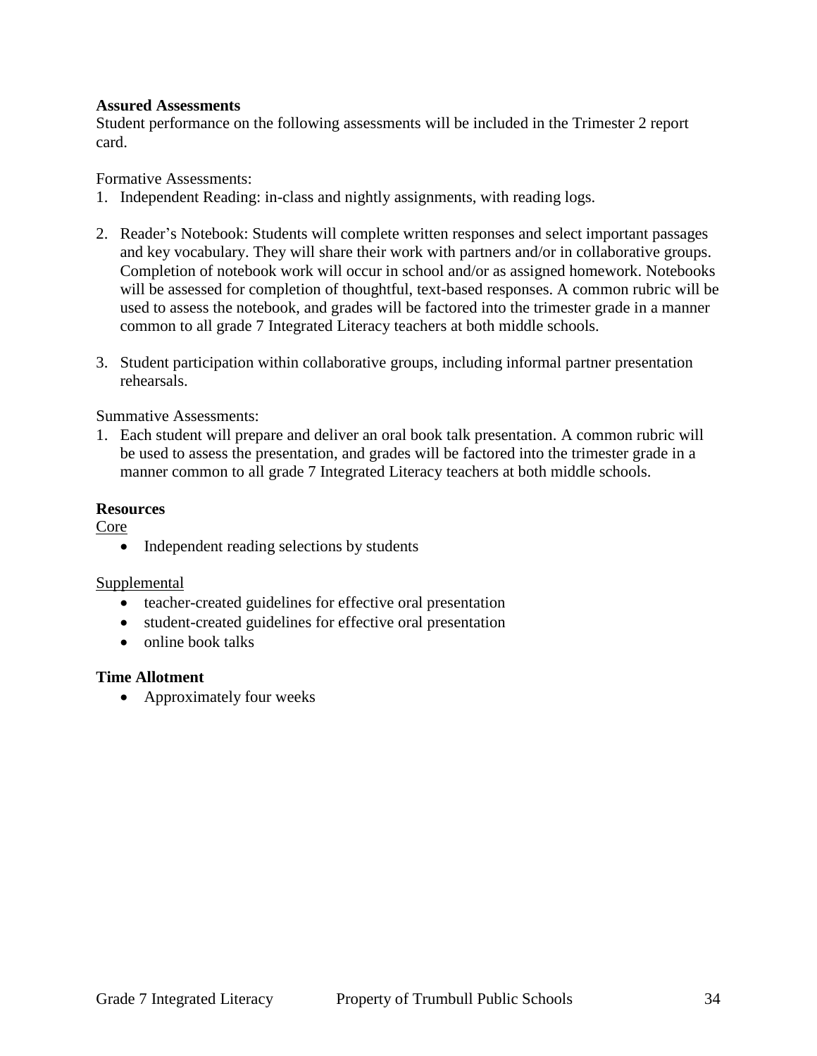**Assured Assessments**

Student performance on the following assessments will be included in the Trimester 2 report card.

Formative Assessments:

1. Independent Reading: in-class and nightly assignments, with reading logs.

2. Reader's Notebook: Students will complete written responses and select important passages and key vocabulary. They will share their work with partners and/or in collaborative groups. Completion of notebook work will occur in school and/or as assigned homework. Notebooks will be assessed for completion of thoughtful, text-based responses. A common rubric will be used to assess the notebook, and grades will be factored into the trimester grade in a manner common to all grade 7 Integrated Literacy teachers at both middle schools.

3. Student participation within collaborative groups, including informal partner presentation rehearsals.

Summative Assessments:

1. Each student will prepare and deliver an oral book talk presentation. A common rubric will be used to assess the presentation, and grades will be factored into the trimester grade in a manner common to all grade 7 Integrated Literacy teachers at both middle schools.

**Resources**

Core

- Independent reading selections by students

Supplemental

- teacher-created guidelines for effective oral presentation
- student-created guidelines for effective oral presentation
- online book talks

**Time Allotment**

- Approximately four weeks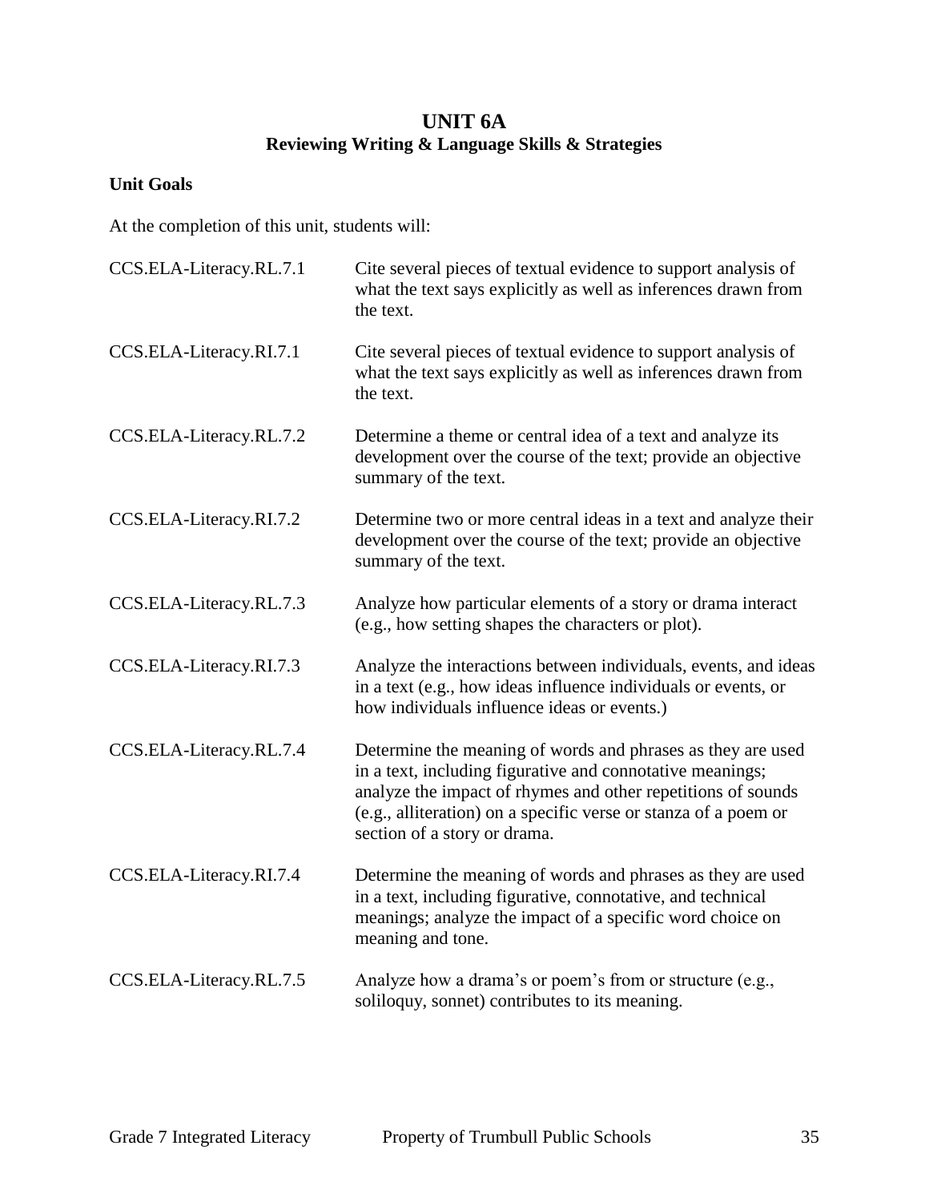# UNIT 6A
## Reviewing Writing & Language Skills & Strategies

**Unit Goals**

At the completion of this unit, students will:

| | |
|---|---|
| CCS.ELA-Literacy.RL.7.1 | Cite several pieces of textual evidence to support analysis of what the text says explicitly as well as inferences drawn from the text. |
| CCS.ELA-Literacy.RI.7.1 | Cite several pieces of textual evidence to support analysis of what the text says explicitly as well as inferences drawn from the text. |
| CCS.ELA-Literacy.RL.7.2 | Determine a theme or central idea of a text and analyze its development over the course of the text; provide an objective summary of the text. |
| CCS.ELA-Literacy.RI.7.2 | Determine two or more central ideas in a text and analyze their development over the course of the text; provide an objective summary of the text. |
| CCS.ELA-Literacy.RL.7.3 | Analyze how particular elements of a story or drama interact (e.g., how setting shapes the characters or plot). |
| CCS.ELA-Literacy.RI.7.3 | Analyze the interactions between individuals, events, and ideas in a text (e.g., how ideas influence individuals or events, or how individuals influence ideas or events.) |
| CCS.ELA-Literacy.RL.7.4 | Determine the meaning of words and phrases as they are used in a text, including figurative and connotative meanings; analyze the impact of rhymes and other repetitions of sounds (e.g., alliteration) on a specific verse or stanza of a poem or section of a story or drama. |
| CCS.ELA-Literacy.RI.7.4 | Determine the meaning of words and phrases as they are used in a text, including figurative, connotative, and technical meanings; analyze the impact of a specific word choice on meaning and tone. |
| CCS.ELA-Literacy.RL.7.5 | Analyze how a drama's or poem's from or structure (e.g., soliloquy, sonnet) contributes to its meaning. |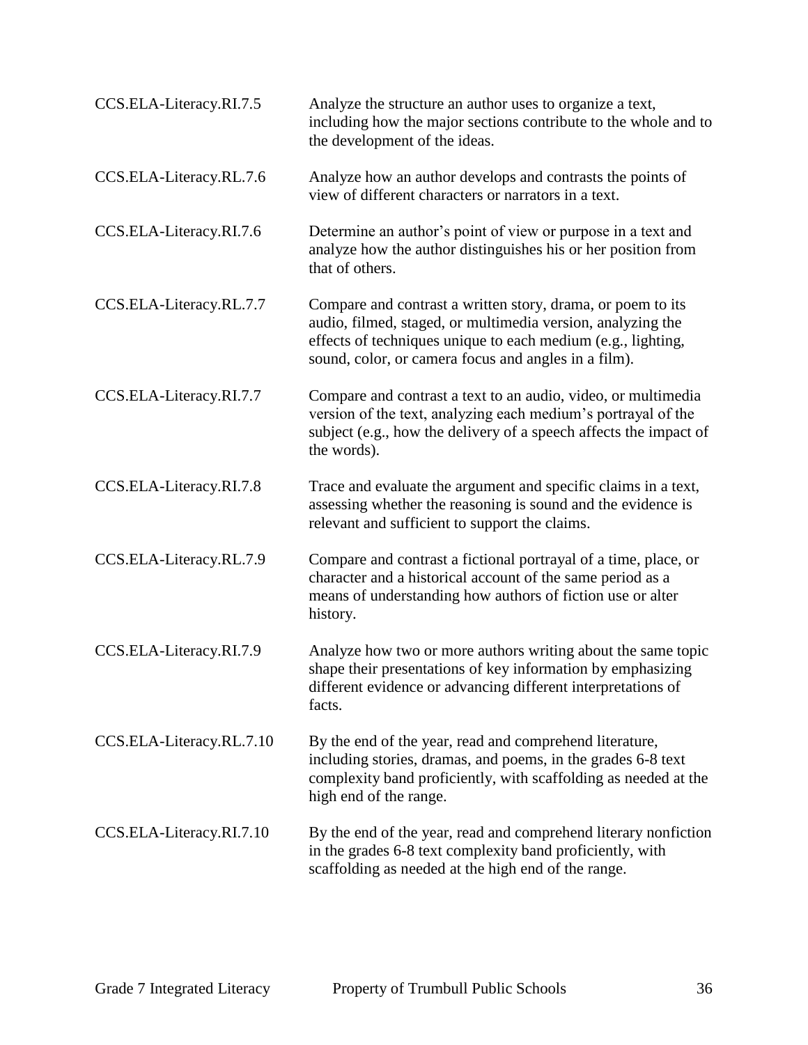| | |
|---|---|
| CCS.ELA-Literacy.RI.7.5 | Analyze the structure an author uses to organize a text, including how the major sections contribute to the whole and to the development of the ideas. |
| CCS.ELA-Literacy.RL.7.6 | Analyze how an author develops and contrasts the points of view of different characters or narrators in a text. |
| CCS.ELA-Literacy.RI.7.6 | Determine an author's point of view or purpose in a text and analyze how the author distinguishes his or her position from that of others. |
| CCS.ELA-Literacy.RL.7.7 | Compare and contrast a written story, drama, or poem to its audio, filmed, staged, or multimedia version, analyzing the effects of techniques unique to each medium (e.g., lighting, sound, color, or camera focus and angles in a film). |
| CCS.ELA-Literacy.RI.7.7 | Compare and contrast a text to an audio, video, or multimedia version of the text, analyzing each medium's portrayal of the subject (e.g., how the delivery of a speech affects the impact of the words). |
| CCS.ELA-Literacy.RI.7.8 | Trace and evaluate the argument and specific claims in a text, assessing whether the reasoning is sound and the evidence is relevant and sufficient to support the claims. |
| CCS.ELA-Literacy.RL.7.9 | Compare and contrast a fictional portrayal of a time, place, or character and a historical account of the same period as a means of understanding how authors of fiction use or alter history. |
| CCS.ELA-Literacy.RI.7.9 | Analyze how two or more authors writing about the same topic shape their presentations of key information by emphasizing different evidence or advancing different interpretations of facts. |
| CCS.ELA-Literacy.RL.7.10 | By the end of the year, read and comprehend literature, including stories, dramas, and poems, in the grades 6-8 text complexity band proficiently, with scaffolding as needed at the high end of the range. |
| CCS.ELA-Literacy.RI.7.10 | By the end of the year, read and comprehend literary nonfiction in the grades 6-8 text complexity band proficiently, with scaffolding as needed at the high end of the range. |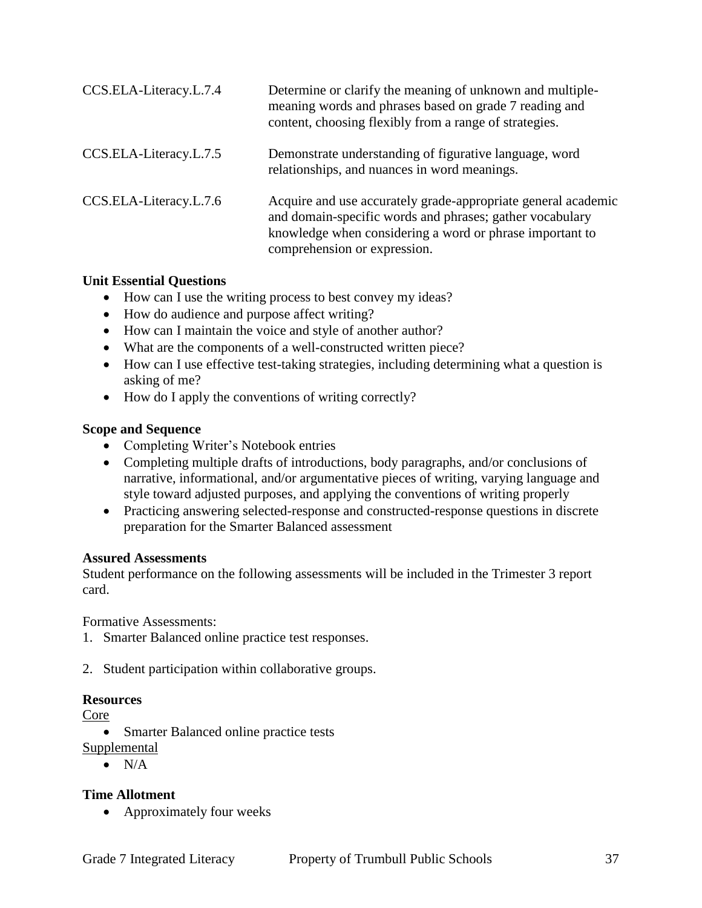| | |
|---|---|
| CCS.ELA-Literacy.L.7.4 | Determine or clarify the meaning of unknown and multiple-meaning words and phrases based on grade 7 reading and content, choosing flexibly from a range of strategies. |
| CCS.ELA-Literacy.L.7.5 | Demonstrate understanding of figurative language, word relationships, and nuances in word meanings. |
| CCS.ELA-Literacy.L.7.6 | Acquire and use accurately grade-appropriate general academic and domain-specific words and phrases; gather vocabulary knowledge when considering a word or phrase important to comprehension or expression. |

**Unit Essential Questions**

- How can I use the writing process to best convey my ideas?
- How do audience and purpose affect writing?
- How can I maintain the voice and style of another author?
- What are the components of a well-constructed written piece?
- How can I use effective test-taking strategies, including determining what a question is asking of me?
- How do I apply the conventions of writing correctly?

**Scope and Sequence**

- Completing Writer's Notebook entries
- Completing multiple drafts of introductions, body paragraphs, and/or conclusions of narrative, informational, and/or argumentative pieces of writing, varying language and style toward adjusted purposes, and applying the conventions of writing properly
- Practicing answering selected-response and constructed-response questions in discrete preparation for the Smarter Balanced assessment

**Assured Assessments**

Student performance on the following assessments will be included in the Trimester 3 report card.

Formative Assessments:

1. Smarter Balanced online practice test responses.

2. Student participation within collaborative groups.

**Resources**

Core

- Smarter Balanced online practice tests

Supplemental

- N/A

**Time Allotment**

- Approximately four weeks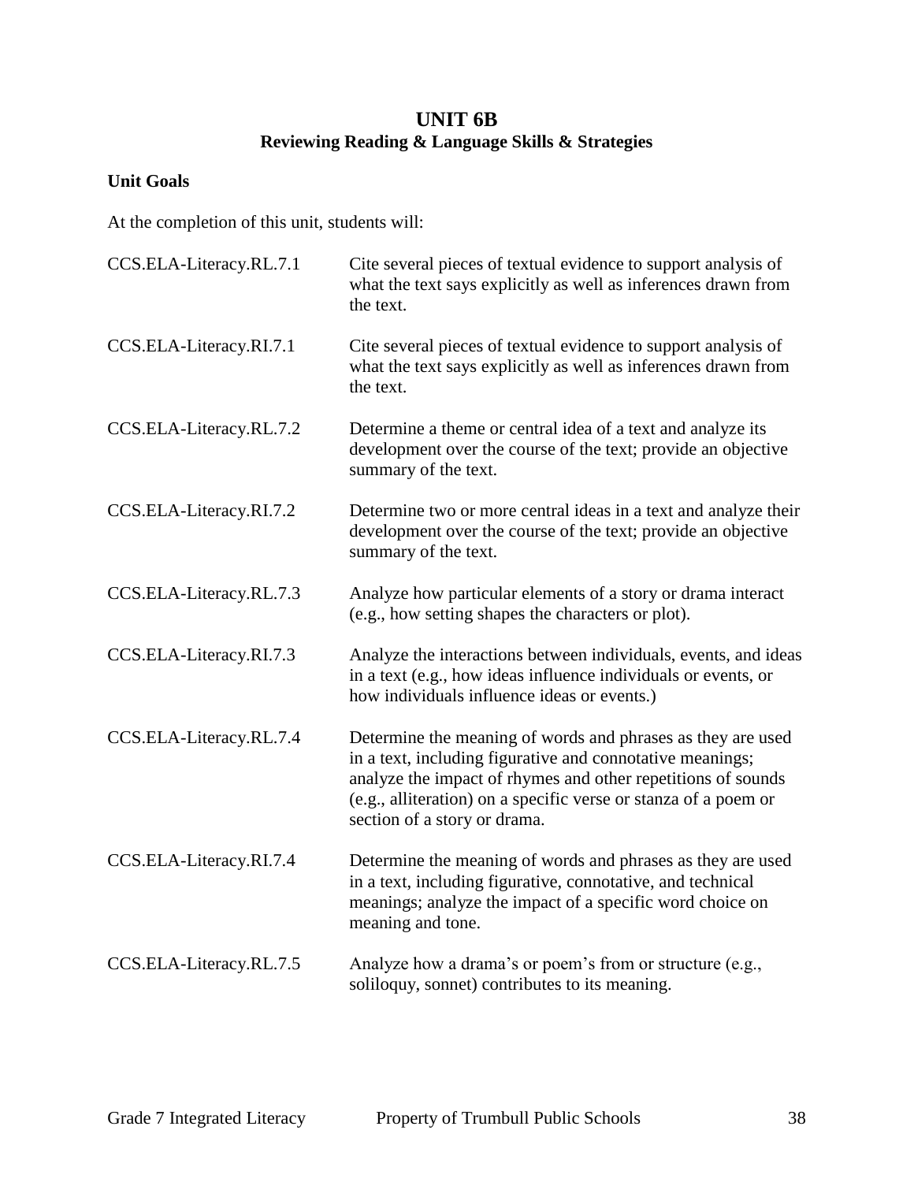# UNIT 6B

## Reviewing Reading & Language Skills & Strategies

### Unit Goals

At the completion of this unit, students will:

| | |
|---|---|
| CCS.ELA-Literacy.RL.7.1 | Cite several pieces of textual evidence to support analysis of what the text says explicitly as well as inferences drawn from the text. |
| CCS.ELA-Literacy.RI.7.1 | Cite several pieces of textual evidence to support analysis of what the text says explicitly as well as inferences drawn from the text. |
| CCS.ELA-Literacy.RL.7.2 | Determine a theme or central idea of a text and analyze its development over the course of the text; provide an objective summary of the text. |
| CCS.ELA-Literacy.RI.7.2 | Determine two or more central ideas in a text and analyze their development over the course of the text; provide an objective summary of the text. |
| CCS.ELA-Literacy.RL.7.3 | Analyze how particular elements of a story or drama interact (e.g., how setting shapes the characters or plot). |
| CCS.ELA-Literacy.RI.7.3 | Analyze the interactions between individuals, events, and ideas in a text (e.g., how ideas influence individuals or events, or how individuals influence ideas or events.) |
| CCS.ELA-Literacy.RL.7.4 | Determine the meaning of words and phrases as they are used in a text, including figurative and connotative meanings; analyze the impact of rhymes and other repetitions of sounds (e.g., alliteration) on a specific verse or stanza of a poem or section of a story or drama. |
| CCS.ELA-Literacy.RI.7.4 | Determine the meaning of words and phrases as they are used in a text, including figurative, connotative, and technical meanings; analyze the impact of a specific word choice on meaning and tone. |
| CCS.ELA-Literacy.RL.7.5 | Analyze how a drama's or poem's from or structure (e.g., soliloquy, sonnet) contributes to its meaning. |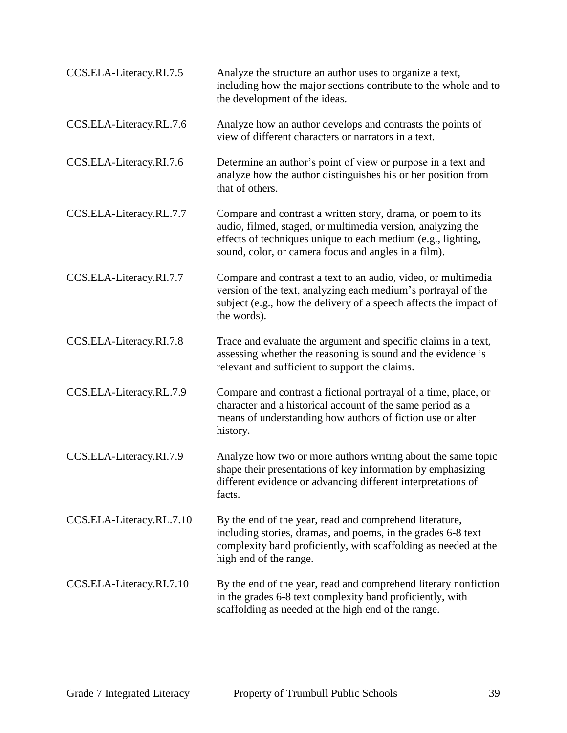| | |
|---|---|
| CCS.ELA-Literacy.RI.7.5 | Analyze the structure an author uses to organize a text, including how the major sections contribute to the whole and to the development of the ideas. |
| CCS.ELA-Literacy.RL.7.6 | Analyze how an author develops and contrasts the points of view of different characters or narrators in a text. |
| CCS.ELA-Literacy.RI.7.6 | Determine an author's point of view or purpose in a text and analyze how the author distinguishes his or her position from that of others. |
| CCS.ELA-Literacy.RL.7.7 | Compare and contrast a written story, drama, or poem to its audio, filmed, staged, or multimedia version, analyzing the effects of techniques unique to each medium (e.g., lighting, sound, color, or camera focus and angles in a film). |
| CCS.ELA-Literacy.RI.7.7 | Compare and contrast a text to an audio, video, or multimedia version of the text, analyzing each medium's portrayal of the subject (e.g., how the delivery of a speech affects the impact of the words). |
| CCS.ELA-Literacy.RI.7.8 | Trace and evaluate the argument and specific claims in a text, assessing whether the reasoning is sound and the evidence is relevant and sufficient to support the claims. |
| CCS.ELA-Literacy.RL.7.9 | Compare and contrast a fictional portrayal of a time, place, or character and a historical account of the same period as a means of understanding how authors of fiction use or alter history. |
| CCS.ELA-Literacy.RI.7.9 | Analyze how two or more authors writing about the same topic shape their presentations of key information by emphasizing different evidence or advancing different interpretations of facts. |
| CCS.ELA-Literacy.RL.7.10 | By the end of the year, read and comprehend literature, including stories, dramas, and poems, in the grades 6-8 text complexity band proficiently, with scaffolding as needed at the high end of the range. |
| CCS.ELA-Literacy.RI.7.10 | By the end of the year, read and comprehend literary nonfiction in the grades 6-8 text complexity band proficiently, with scaffolding as needed at the high end of the range. |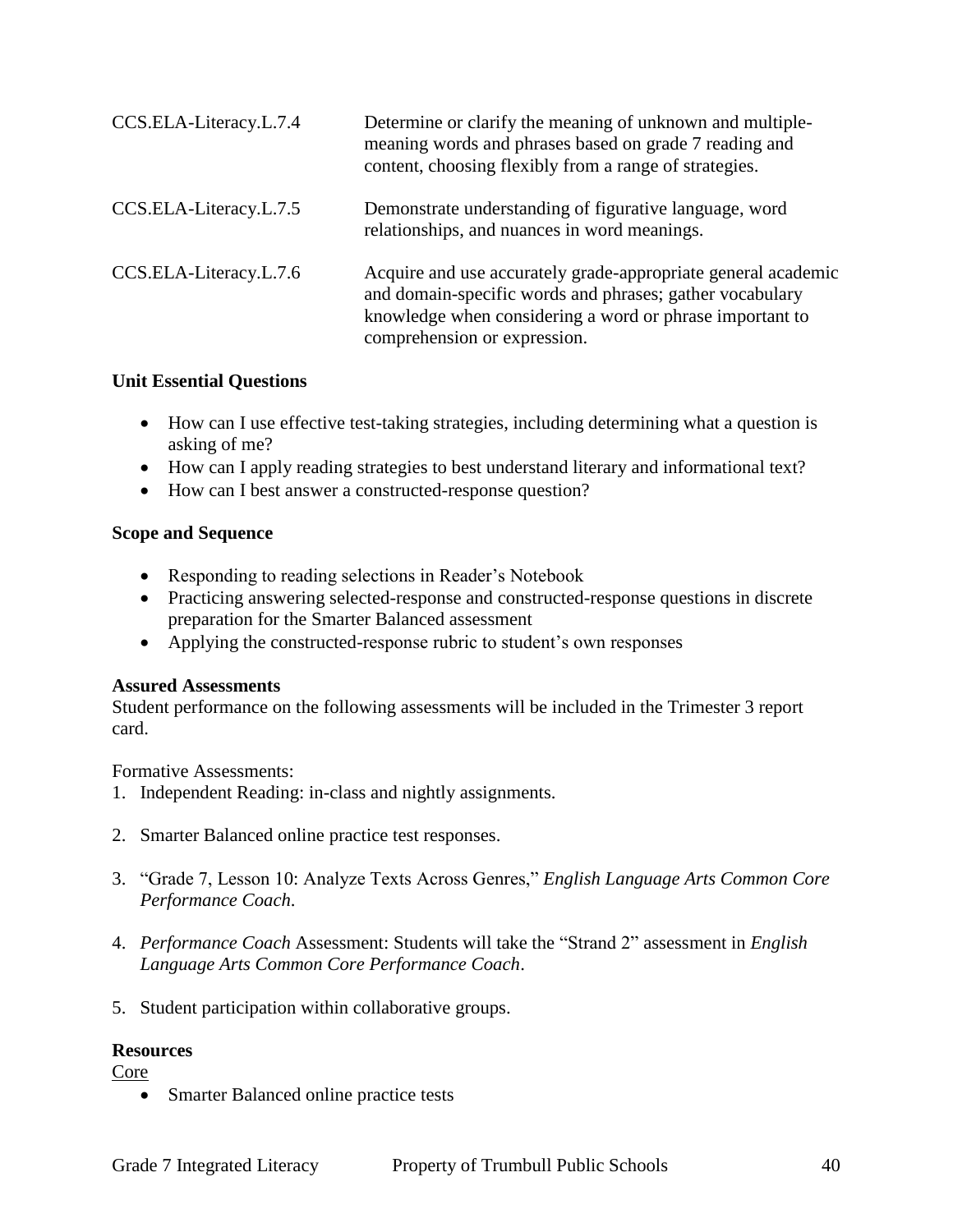| | |
|---|---|
| CCS.ELA-Literacy.L.7.4 | Determine or clarify the meaning of unknown and multiple-meaning words and phrases based on grade 7 reading and content, choosing flexibly from a range of strategies. |
| CCS.ELA-Literacy.L.7.5 | Demonstrate understanding of figurative language, word relationships, and nuances in word meanings. |
| CCS.ELA-Literacy.L.7.6 | Acquire and use accurately grade-appropriate general academic and domain-specific words and phrases; gather vocabulary knowledge when considering a word or phrase important to comprehension or expression. |

**Unit Essential Questions**

- How can I use effective test-taking strategies, including determining what a question is asking of me?
- How can I apply reading strategies to best understand literary and informational text?
- How can I best answer a constructed-response question?

**Scope and Sequence**

- Responding to reading selections in Reader's Notebook
- Practicing answering selected-response and constructed-response questions in discrete preparation for the Smarter Balanced assessment
- Applying the constructed-response rubric to student's own responses

**Assured Assessments**

Student performance on the following assessments will be included in the Trimester 3 report card.

Formative Assessments:

1. Independent Reading: in-class and nightly assignments.

2. Smarter Balanced online practice test responses.

3. "Grade 7, Lesson 10: Analyze Texts Across Genres," *English Language Arts Common Core Performance Coach.*

4. *Performance Coach* Assessment: Students will take the "Strand 2" assessment in *English Language Arts Common Core Performance Coach*.

5. Student participation within collaborative groups.

**Resources**

Core

- Smarter Balanced online practice tests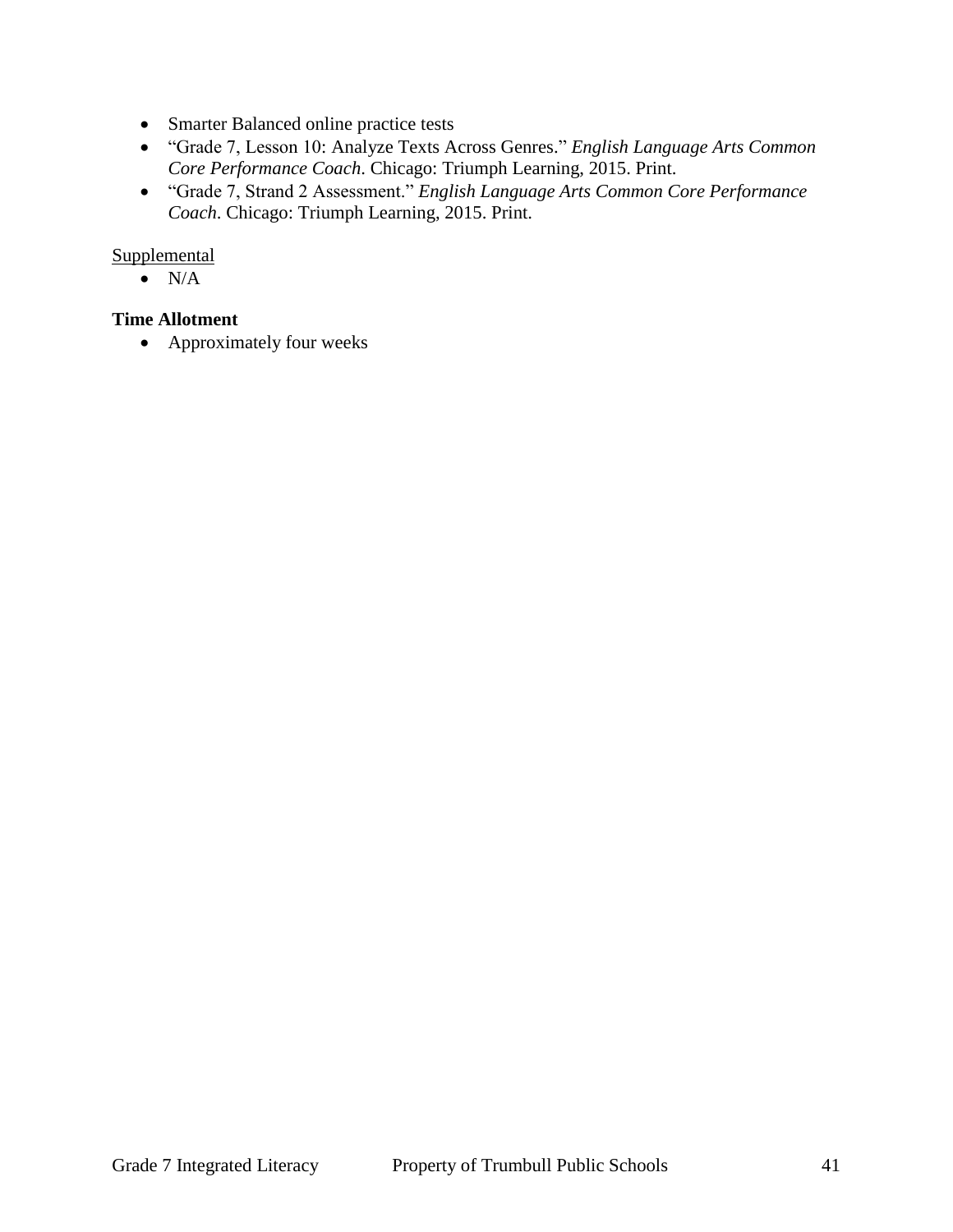- Smarter Balanced online practice tests
- "Grade 7, Lesson 10: Analyze Texts Across Genres." *English Language Arts Common Core Performance Coach*. Chicago: Triumph Learning, 2015. Print.
- "Grade 7, Strand 2 Assessment." *English Language Arts Common Core Performance Coach*. Chicago: Triumph Learning, 2015. Print.

<u>Supplemental</u>

- N/A

**Time Allotment**

- Approximately four weeks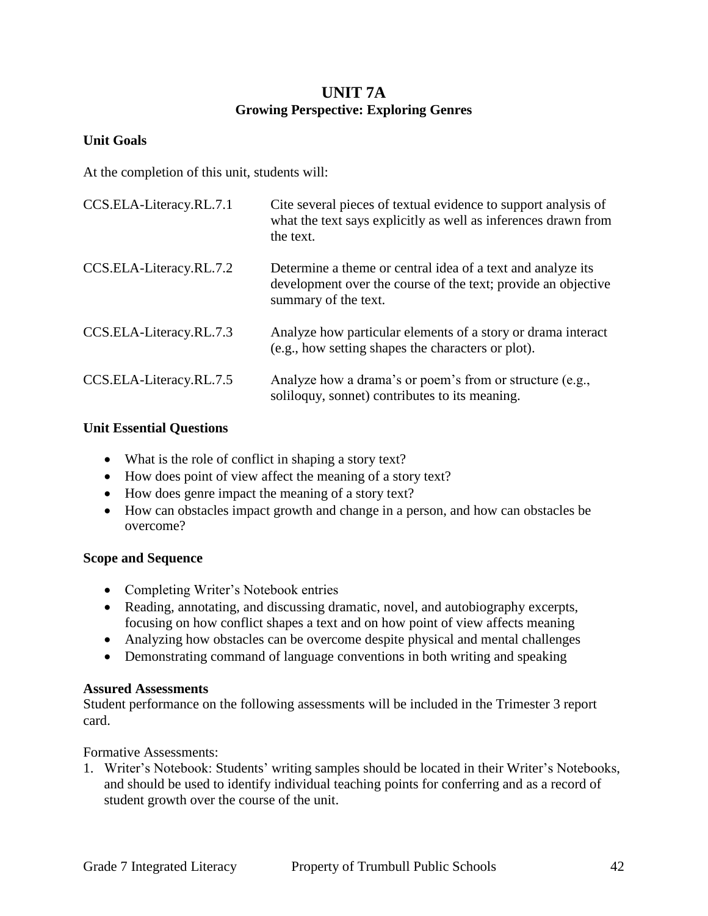# UNIT 7A
## Growing Perspective: Exploring Genres

### Unit Goals

At the completion of this unit, students will:

| | |
|---|---|
| CCS.ELA-Literacy.RL.7.1 | Cite several pieces of textual evidence to support analysis of what the text says explicitly as well as inferences drawn from the text. |
| CCS.ELA-Literacy.RL.7.2 | Determine a theme or central idea of a text and analyze its development over the course of the text; provide an objective summary of the text. |
| CCS.ELA-Literacy.RL.7.3 | Analyze how particular elements of a story or drama interact (e.g., how setting shapes the characters or plot). |
| CCS.ELA-Literacy.RL.7.5 | Analyze how a drama's or poem's from or structure (e.g., soliloquy, sonnet) contributes to its meaning. |

### Unit Essential Questions

- What is the role of conflict in shaping a story text?
- How does point of view affect the meaning of a story text?
- How does genre impact the meaning of a story text?
- How can obstacles impact growth and change in a person, and how can obstacles be overcome?

### Scope and Sequence

- Completing Writer's Notebook entries
- Reading, annotating, and discussing dramatic, novel, and autobiography excerpts, focusing on how conflict shapes a text and on how point of view affects meaning
- Analyzing how obstacles can be overcome despite physical and mental challenges
- Demonstrating command of language conventions in both writing and speaking

### Assured Assessments

Student performance on the following assessments will be included in the Trimester 3 report card.

Formative Assessments:

1. Writer's Notebook: Students' writing samples should be located in their Writer's Notebooks, and should be used to identify individual teaching points for conferring and as a record of student growth over the course of the unit.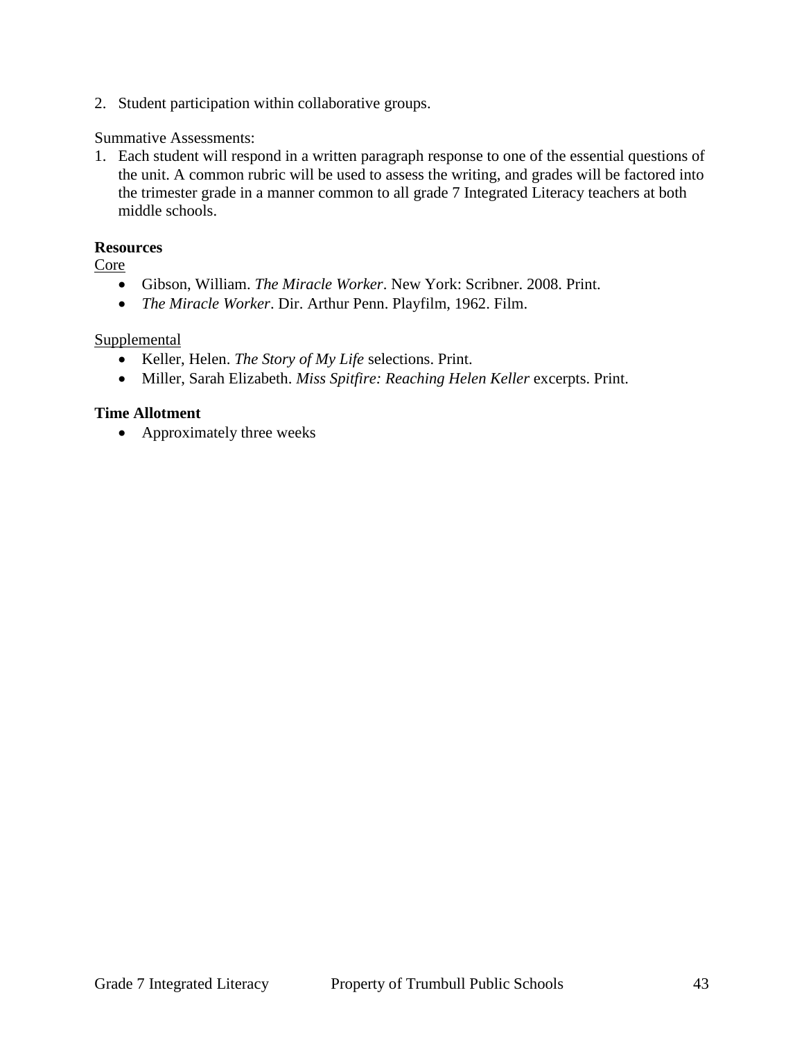2. Student participation within collaborative groups.

Summative Assessments:

1. Each student will respond in a written paragraph response to one of the essential questions of the unit. A common rubric will be used to assess the writing, and grades will be factored into the trimester grade in a manner common to all grade 7 Integrated Literacy teachers at both middle schools.

**Resources**

Core

- Gibson, William. *The Miracle Worker*. New York: Scribner. 2008. Print.
- *The Miracle Worker*. Dir. Arthur Penn. Playfilm, 1962. Film.

Supplemental

- Keller, Helen. *The Story of My Life* selections. Print.
- Miller, Sarah Elizabeth. *Miss Spitfire: Reaching Helen Keller* excerpts. Print.

**Time Allotment**

- Approximately three weeks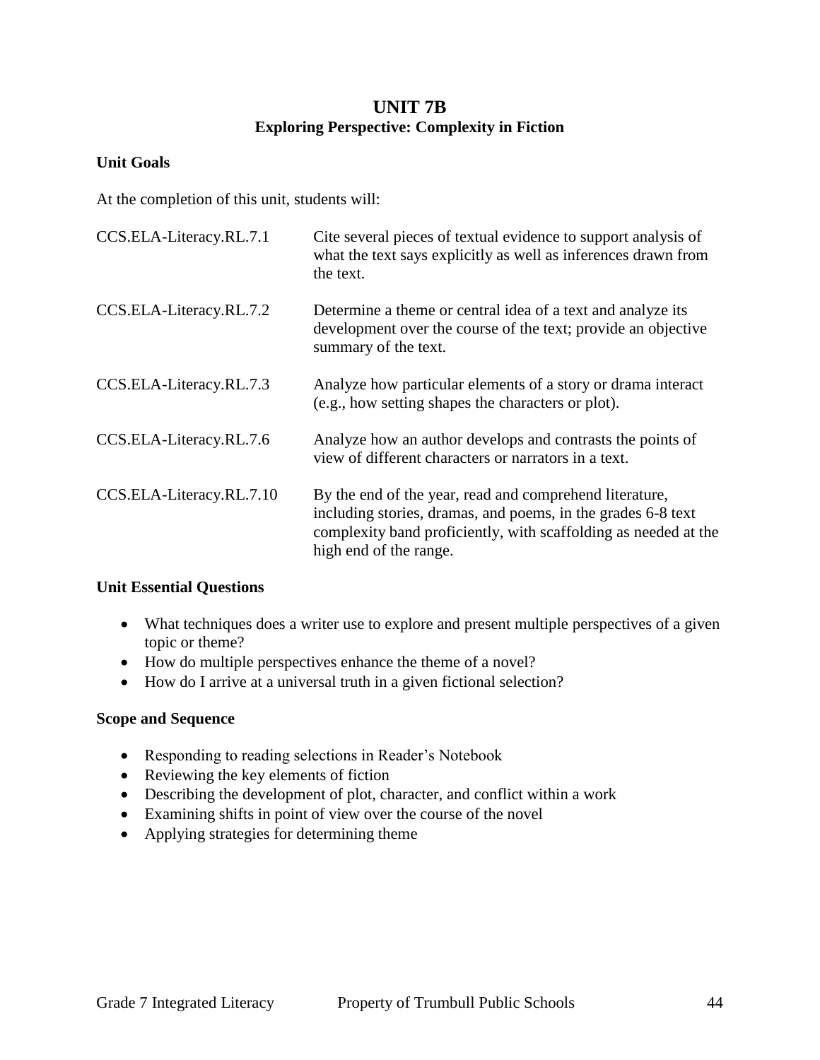# UNIT 7B

## Exploring Perspective: Complexity in Fiction

### Unit Goals

At the completion of this unit, students will:

| | |
|---|---|
| CCS.ELA-Literacy.RL.7.1 | Cite several pieces of textual evidence to support analysis of what the text says explicitly as well as inferences drawn from the text. |
| CCS.ELA-Literacy.RL.7.2 | Determine a theme or central idea of a text and analyze its development over the course of the text; provide an objective summary of the text. |
| CCS.ELA-Literacy.RL.7.3 | Analyze how particular elements of a story or drama interact (e.g., how setting shapes the characters or plot). |
| CCS.ELA-Literacy.RL.7.6 | Analyze how an author develops and contrasts the points of view of different characters or narrators in a text. |
| CCS.ELA-Literacy.RL.7.10 | By the end of the year, read and comprehend literature, including stories, dramas, and poems, in the grades 6-8 text complexity band proficiently, with scaffolding as needed at the high end of the range. |

### Unit Essential Questions

- What techniques does a writer use to explore and present multiple perspectives of a given topic or theme?
- How do multiple perspectives enhance the theme of a novel?
- How do I arrive at a universal truth in a given fictional selection?

### Scope and Sequence

- Responding to reading selections in Reader's Notebook
- Reviewing the key elements of fiction
- Describing the development of plot, character, and conflict within a work
- Examining shifts in point of view over the course of the novel
- Applying strategies for determining theme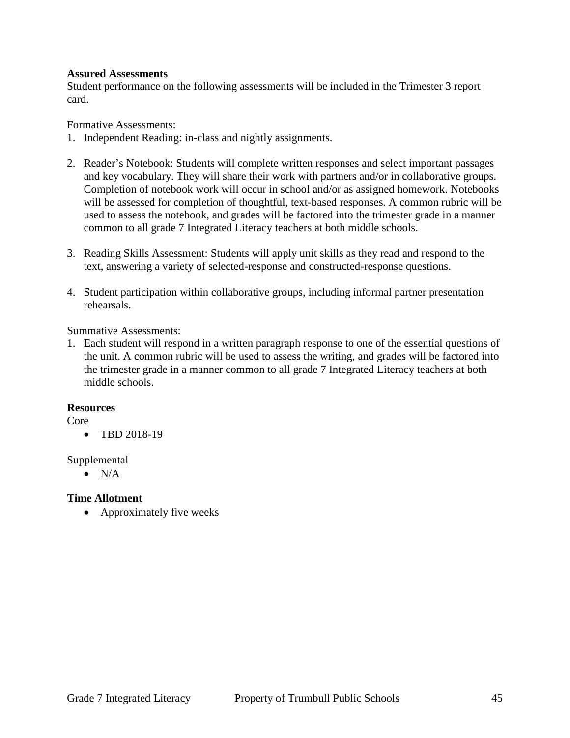**Assured Assessments**

Student performance on the following assessments will be included in the Trimester 3 report card.

Formative Assessments:

1. Independent Reading: in-class and nightly assignments.

2. Reader's Notebook: Students will complete written responses and select important passages and key vocabulary. They will share their work with partners and/or in collaborative groups. Completion of notebook work will occur in school and/or as assigned homework. Notebooks will be assessed for completion of thoughtful, text-based responses. A common rubric will be used to assess the notebook, and grades will be factored into the trimester grade in a manner common to all grade 7 Integrated Literacy teachers at both middle schools.

3. Reading Skills Assessment: Students will apply unit skills as they read and respond to the text, answering a variety of selected-response and constructed-response questions.

4. Student participation within collaborative groups, including informal partner presentation rehearsals.

Summative Assessments:

1. Each student will respond in a written paragraph response to one of the essential questions of the unit. A common rubric will be used to assess the writing, and grades will be factored into the trimester grade in a manner common to all grade 7 Integrated Literacy teachers at both middle schools.

**Resources**

<u>Core</u>

- TBD 2018-19

<u>Supplemental</u>

- N/A

**Time Allotment**

- Approximately five weeks